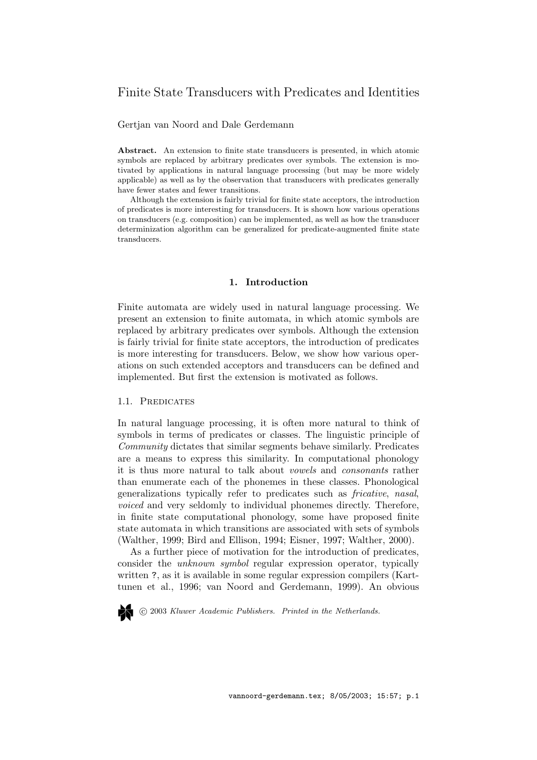# Finite State Transducers with Predicates and Identities

Gertjan van Noord and Dale Gerdemann

**Abstract.** An extension to finite state transducers is presented, in which atomic symbols are replaced by arbitrary predicates over symbols. The extension is motivated by applications in natural language processing (but may be more widely applicable) as well as by the observation that transducers with predicates generally have fewer states and fewer transitions.

Although the extension is fairly trivial for finite state acceptors, the introduction of predicates is more interesting for transducers. It is shown how various operations on transducers (e.g. composition) can be implemented, as well as how the transducer determinization algorithm can be generalized for predicate-augmented finite state transducers.

## 1. Introduction

Finite automata are widely used in natural language processing. We present an extension to finite automata, in which atomic symbols are replaced by arbitrary predicates over symbols. Although the extension is fairly trivial for finite state acceptors, the introduction of predicates is more interesting for transducers. Below, we show how various operations on such extended acceptors and transducers can be defined and implemented. But first the extension is motivated as follows.

### 1.1. Predicates

In natural language processing, it is often more natural to think of symbols in terms of predicates or classes. The linguistic principle of *Community* dictates that similar segments behave similarly. Predicates are a means to express this similarity. In computational phonology it is thus more natural to talk about *vowels* and *consonants* rather than enumerate each of the phonemes in these classes. Phonological generalizations typically refer to predicates such as *fricative*, *nasal*, *voiced* and very seldomly to individual phonemes directly. Therefore, in finite state computational phonology, some have proposed finite state automata in which transitions are associated with sets of symbols (Walther, 1999; Bird and Ellison, 1994; Eisner, 1997; Walther, 2000).

As a further piece of motivation for the introduction of predicates, consider the *unknown symbol* regular expression operator, typically written ?, as it is available in some regular expression compilers (Karttunen et al., 1996; van Noord and Gerdemann, 1999). An obvious

© 2003 *Kluwer Academic Publishers. Printed in the Netherlands.*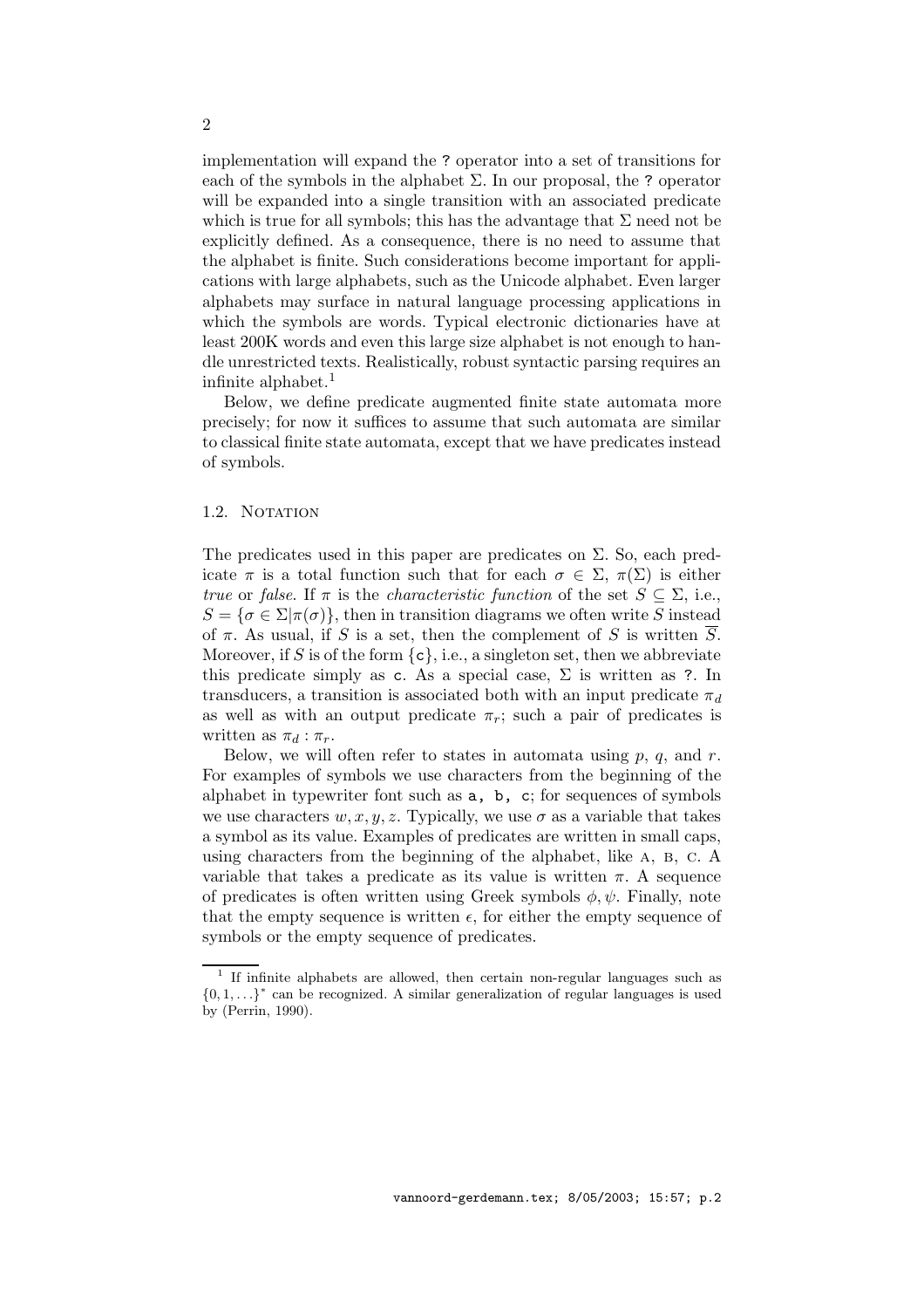implementation will expand the `?` operator into a set of transitions for each of the symbols in the alphabet $\Sigma$. In our proposal, the `?` operator will be expanded into a single transition with an associated predicate which is true for all symbols; this has the advantage that $\Sigma$ need not be explicitly defined. As a consequence, there is no need to assume that the alphabet is finite. Such considerations become important for applications with large alphabets, such as the Unicode alphabet. Even larger alphabets may surface in natural language processing applications in which the symbols are words. Typical electronic dictionaries have at least 200K words and even this large size alphabet is not enough to handle unrestricted texts. Realistically, robust syntactic parsing requires an infinite alphabet.[1]

Below, we define predicate augmented finite state automata more precisely; for now it suffices to assume that such automata are similar to classical finite state automata, except that we have predicates instead of symbols.

### 1.2. Notation

The predicates used in this paper are predicates on $\Sigma$. So, each predicate $\pi$ is a total function such that for each $\sigma \in \Sigma$, $\pi(\Sigma)$ is either *true* or *false*. If $\pi$ is the *characteristic function* of the set $S \subseteq \Sigma$, i.e., $S = \{\sigma \in \Sigma | \pi(\sigma)\}$, then in transition diagrams we often write $S$ instead of $\pi$. As usual, if $S$ is a set, then the complement of $S$ is written $\overline{S}$. Moreover, if $S$ is of the form $\{\mathtt{c}\}$, i.e., a singleton set, then we abbreviate this predicate simply as `c`. As a special case, $\Sigma$ is written as `?`. In transducers, a transition is associated both with an input predicate $\pi_d$ as well as with an output predicate $\pi_r$; such a pair of predicates is written as $\pi_d : \pi_r$.

Below, we will often refer to states in automata using $p$, $q$, and $r$. For examples of symbols we use characters from the beginning of the alphabet in typewriter font such as `a, b, c`; for sequences of symbols we use characters $w, x, y, z$. Typically, we use $\sigma$ as a variable that takes a symbol as its value. Examples of predicates are written in small caps, using characters from the beginning of the alphabet, like A, B, C. A variable that takes a predicate as its value is written $\pi$. A sequence of predicates is often written using Greek symbols $\phi, \psi$. Finally, note that the empty sequence is written $\epsilon$, for either the empty sequence of symbols or the empty sequence of predicates.

---

[1] If infinite alphabets are allowed, then certain non-regular languages such as $\{0, 1, \ldots\}^*$ can be recognized. A similar generalization of regular languages is used by (Perrin, 1990).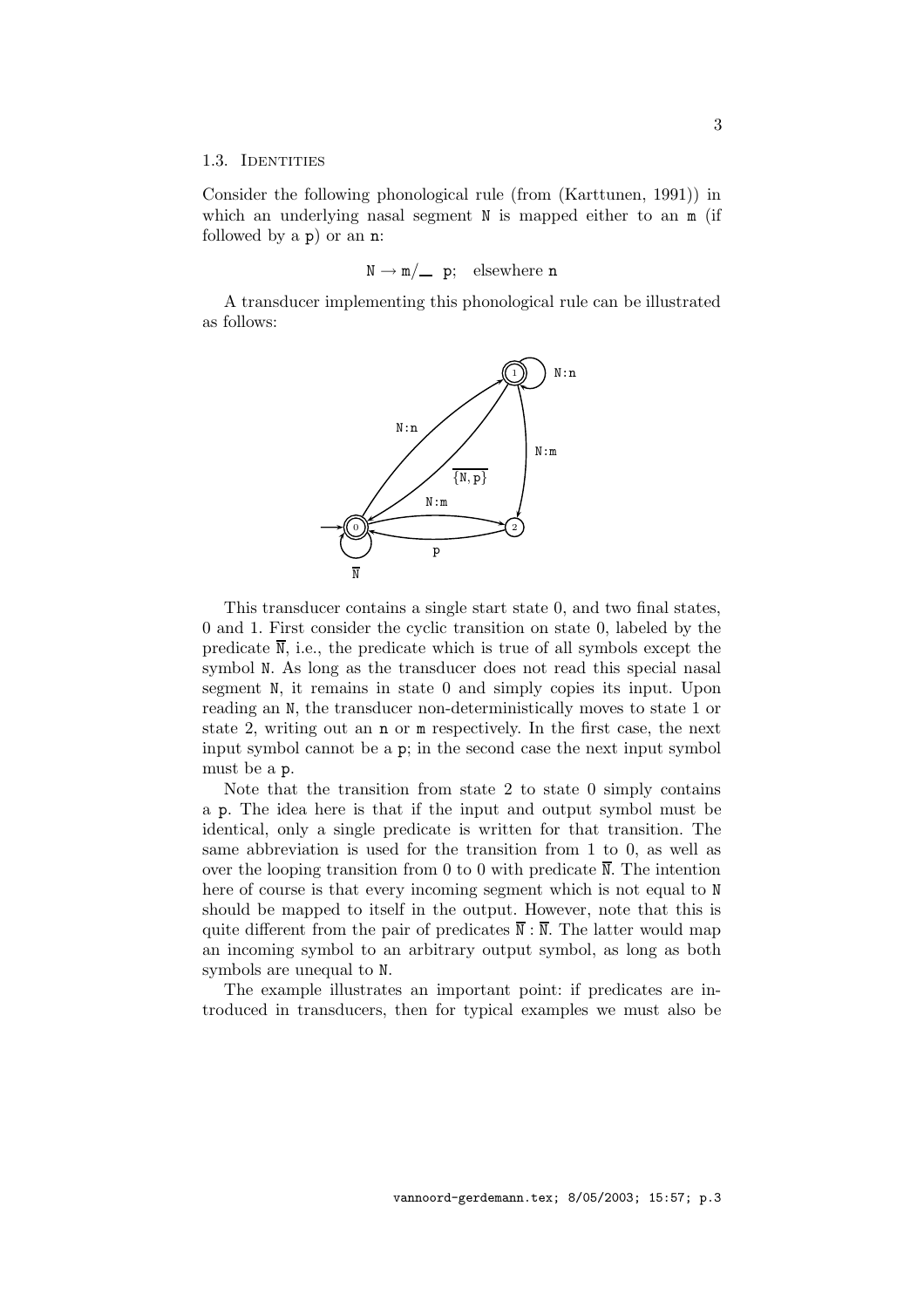### 1.3. Identities

Consider the following phonological rule (from (Karttunen, 1991)) in which an underlying nasal segment N is mapped either to an m (if followed by a p) or an n:

$$\texttt{N} \rightarrow \texttt{m}/\_\_\ \texttt{p}; \quad \text{elsewhere } \texttt{n}$$

A transducer implementing this phonological rule can be illustrated as follows:

This transducer contains a single start state 0, and two final states, 0 and 1. First consider the cyclic transition on state 0, labeled by the predicate $\overline{\texttt{N}}$, i.e., the predicate which is true of all symbols except the symbol N. As long as the transducer does not read this special nasal segment N, it remains in state 0 and simply copies its input. Upon reading an N, the transducer non-deterministically moves to state 1 or state 2, writing out an n or m respectively. In the first case, the next input symbol cannot be a p; in the second case the next input symbol must be a p.

Note that the transition from state 2 to state 0 simply contains a p. The idea here is that if the input and output symbol must be identical, only a single predicate is written for that transition. The same abbreviation is used for the transition from 1 to 0, as well as over the looping transition from 0 to 0 with predicate $\overline{\texttt{N}}$. The intention here of course is that every incoming segment which is not equal to N should be mapped to itself in the output. However, note that this is quite different from the pair of predicates $\overline{\texttt{N}} : \overline{\texttt{N}}$. The latter would map an incoming symbol to an arbitrary output symbol, as long as both symbols are unequal to N.

The example illustrates an important point: if predicates are introduced in transducers, then for typical examples we must also be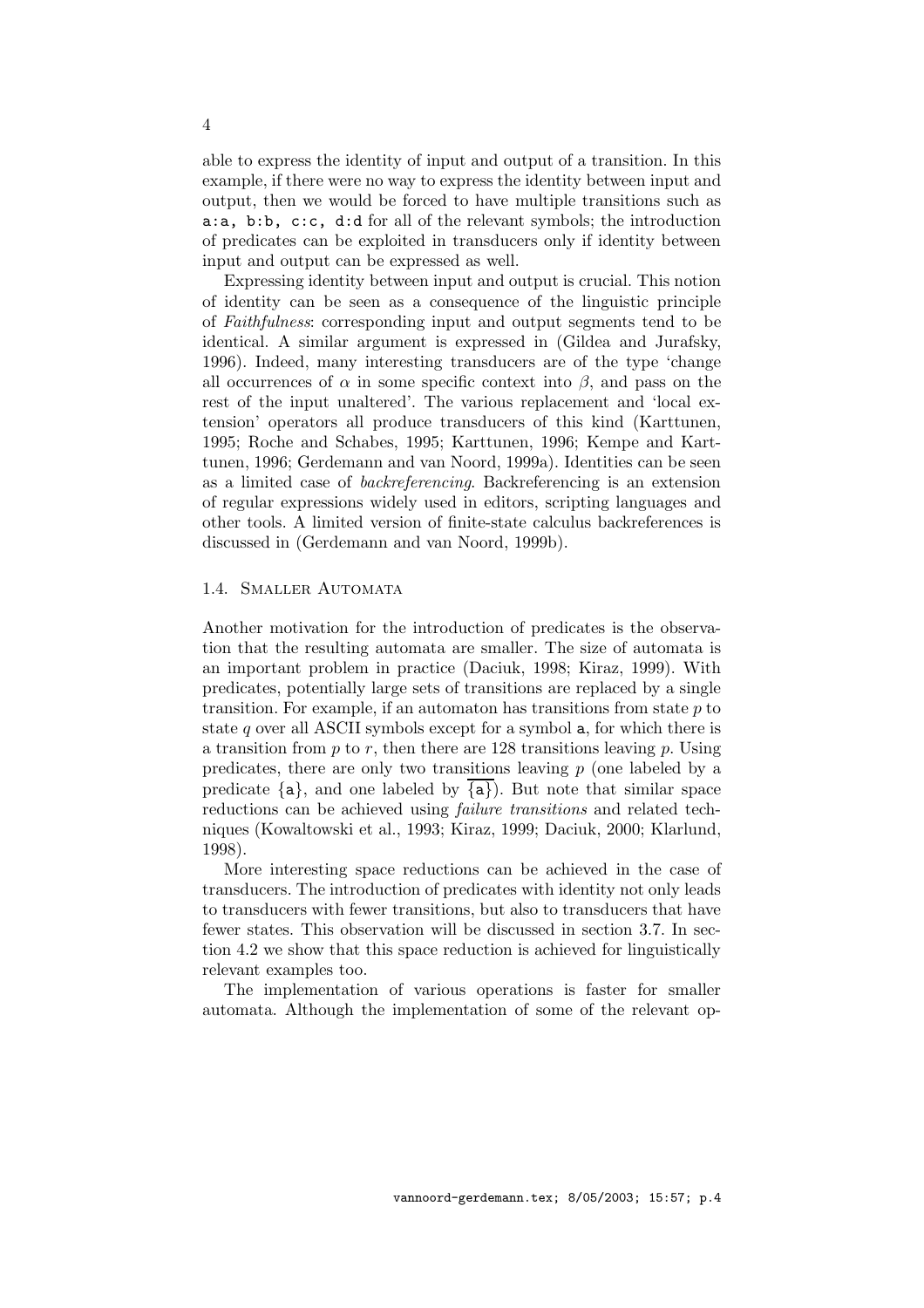able to express the identity of input and output of a transition. In this example, if there were no way to express the identity between input and output, then we would be forced to have multiple transitions such as `a:a, b:b, c:c, d:d` for all of the relevant symbols; the introduction of predicates can be exploited in transducers only if identity between input and output can be expressed as well.

Expressing identity between input and output is crucial. This notion of identity can be seen as a consequence of the linguistic principle of *Faithfulness*: corresponding input and output segments tend to be identical. A similar argument is expressed in (Gildea and Jurafsky, 1996). Indeed, many interesting transducers are of the type 'change all occurrences of $\alpha$ in some specific context into $\beta$, and pass on the rest of the input unaltered'. The various replacement and 'local extension' operators all produce transducers of this kind (Karttunen, 1995; Roche and Schabes, 1995; Karttunen, 1996; Kempe and Karttunen, 1996; Gerdemann and van Noord, 1999a). Identities can be seen as a limited case of *backreferencing*. Backreferencing is an extension of regular expressions widely used in editors, scripting languages and other tools. A limited version of finite-state calculus backreferences is discussed in (Gerdemann and van Noord, 1999b).

### 1.4. Smaller Automata

Another motivation for the introduction of predicates is the observation that the resulting automata are smaller. The size of automata is an important problem in practice (Daciuk, 1998; Kiraz, 1999). With predicates, potentially large sets of transitions are replaced by a single transition. For example, if an automaton has transitions from state $p$ to state $q$ over all ASCII symbols except for a symbol `a`, for which there is a transition from $p$ to $r$, then there are 128 transitions leaving $p$. Using predicates, there are only two transitions leaving $p$ (one labeled by a predicate $\{\texttt{a}\}$, and one labeled by $\overline{\{\texttt{a}\}}$). But note that similar space reductions can be achieved using *failure transitions* and related techniques (Kowaltowski et al., 1993; Kiraz, 1999; Daciuk, 2000; Klarlund, 1998).

More interesting space reductions can be achieved in the case of transducers. The introduction of predicates with identity not only leads to transducers with fewer transitions, but also to transducers that have fewer states. This observation will be discussed in section 3.7. In section 4.2 we show that this space reduction is achieved for linguistically relevant examples too.

The implementation of various operations is faster for smaller automata. Although the implementation of some of the relevant op-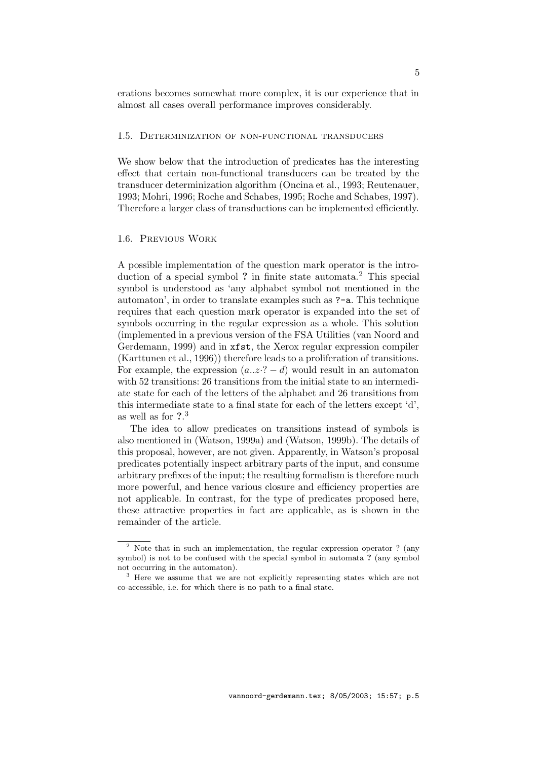erations becomes somewhat more complex, it is our experience that in almost all cases overall performance improves considerably.

### 1.5. Determinization of non-functional transducers

We show below that the introduction of predicates has the interesting effect that certain non-functional transducers can be treated by the transducer determinization algorithm (Oncina et al., 1993; Reutenauer, 1993; Mohri, 1996; Roche and Schabes, 1995; Roche and Schabes, 1997). Therefore a larger class of transductions can be implemented efficiently.

### 1.6. Previous Work

A possible implementation of the question mark operator is the introduction of a special symbol **?** in finite state automata.[2] This special symbol is understood as 'any alphabet symbol not mentioned in the automaton', in order to translate examples such as `?-a`. This technique requires that each question mark operator is expanded into the set of symbols occurring in the regular expression as a whole. This solution (implemented in a previous version of the FSA Utilities (van Noord and Gerdemann, 1999) and in `xfst`, the Xerox regular expression compiler (Karttunen et al., 1996)) therefore leads to a proliferation of transitions. For example, the expression $(a..z{\cdot}? - d)$ would result in an automaton with 52 transitions: 26 transitions from the initial state to an intermediate state for each of the letters of the alphabet and 26 transitions from this intermediate state to a final state for each of the letters except 'd', as well as for **?**.[3]

The idea to allow predicates on transitions instead of symbols is also mentioned in (Watson, 1999a) and (Watson, 1999b). The details of this proposal, however, are not given. Apparently, in Watson's proposal predicates potentially inspect arbitrary parts of the input, and consume arbitrary prefixes of the input; the resulting formalism is therefore much more powerful, and hence various closure and efficiency properties are not applicable. In contrast, for the type of predicates proposed here, these attractive properties in fact are applicable, as is shown in the remainder of the article.

---

[2] Note that in such an implementation, the regular expression operator ? (any symbol) is not to be confused with the special symbol in automata **?** (any symbol not occurring in the automaton).

[3] Here we assume that we are not explicitly representing states which are not co-accessible, i.e. for which there is no path to a final state.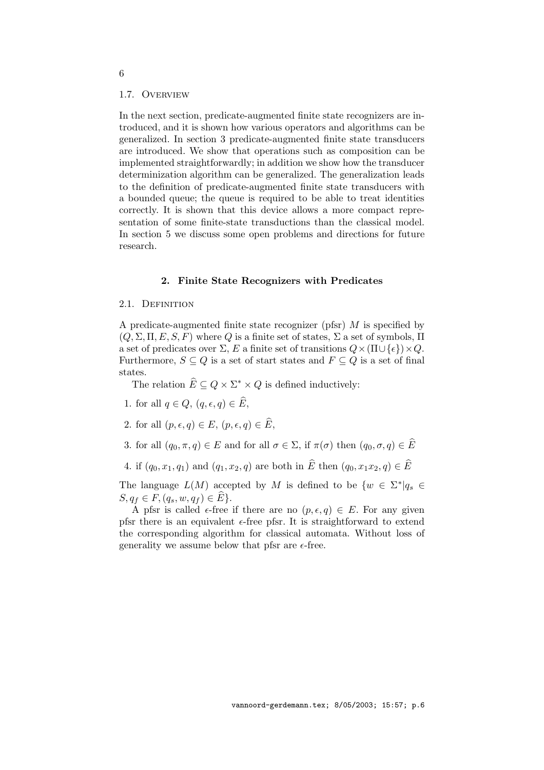### 1.7. Overview

In the next section, predicate-augmented finite state recognizers are introduced, and it is shown how various operators and algorithms can be generalized. In section 3 predicate-augmented finite state transducers are introduced. We show that operations such as composition can be implemented straightforwardly; in addition we show how the transducer determinization algorithm can be generalized. The generalization leads to the definition of predicate-augmented finite state transducers with a bounded queue; the queue is required to be able to treat identities correctly. It is shown that this device allows a more compact representation of some finite-state transductions than the classical model. In section 5 we discuss some open problems and directions for future research.

## 2. Finite State Recognizers with Predicates

### 2.1. Definition

A predicate-augmented finite state recognizer (pfsr) $M$ is specified by $(Q, \Sigma, \Pi, E, S, F)$ where $Q$ is a finite set of states, $\Sigma$ a set of symbols, $\Pi$ a set of predicates over $\Sigma$, $E$ a finite set of transitions $Q \times (\Pi \cup \{\epsilon\}) \times Q$. Furthermore, $S \subseteq Q$ is a set of start states and $F \subseteq Q$ is a set of final states.

The relation $\widehat{E} \subseteq Q \times \Sigma^* \times Q$ is defined inductively:

1. for all $q \in Q$, $(q, \epsilon, q) \in \widehat{E}$,
2. for all $(p, \epsilon, q) \in E$, $(p, \epsilon, q) \in \widehat{E}$,
3. for all $(q_0, \pi, q) \in E$ and for all $\sigma \in \Sigma$, if $\pi(\sigma)$ then $(q_0, \sigma, q) \in \widehat{E}$
4. if $(q_0, x_1, q_1)$ and $(q_1, x_2, q)$ are both in $\widehat{E}$ then $(q_0, x_1x_2, q) \in \widehat{E}$

The language $L(M)$ accepted by $M$ is defined to be $\{w \in \Sigma^* | q_s \in S, q_f \in F, (q_s, w, q_f) \in \widehat{E}\}$.

A pfsr is called $\epsilon$-free if there are no $(p, \epsilon, q) \in E$. For any given pfsr there is an equivalent $\epsilon$-free pfsr. It is straightforward to extend the corresponding algorithm for classical automata. Without loss of generality we assume below that pfsr are $\epsilon$-free.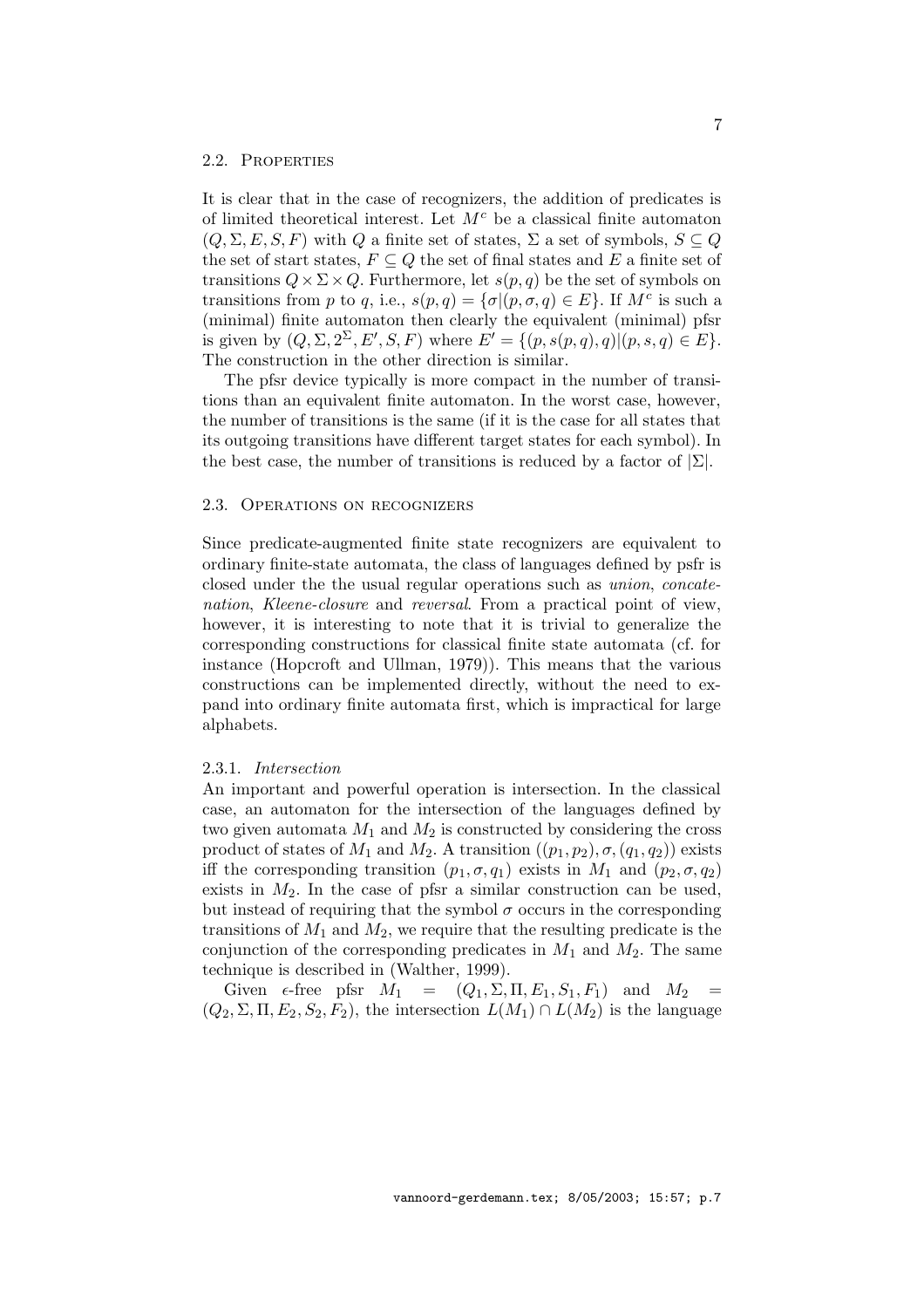### 2.2. Properties

It is clear that in the case of recognizers, the addition of predicates is of limited theoretical interest. Let $M^c$ be a classical finite automaton $(Q, \Sigma, E, S, F)$ with $Q$ a finite set of states, $\Sigma$ a set of symbols, $S \subseteq Q$ the set of start states, $F \subseteq Q$ the set of final states and $E$ a finite set of transitions $Q \times \Sigma \times Q$. Furthermore, let $s(p, q)$ be the set of symbols on transitions from $p$ to $q$, i.e., $s(p, q) = \{\sigma | (p, \sigma, q) \in E\}$. If $M^c$ is such a (minimal) finite automaton then clearly the equivalent (minimal) pfsr is given by $(Q, \Sigma, 2^\Sigma, E', S, F)$ where $E' = \{(p, s(p, q), q) | (p, s, q) \in E\}$. The construction in the other direction is similar.

The pfsr device typically is more compact in the number of transitions than an equivalent finite automaton. In the worst case, however, the number of transitions is the same (if it is the case for all states that its outgoing transitions have different target states for each symbol). In the best case, the number of transitions is reduced by a factor of $|\Sigma|$.

### 2.3. Operations on recognizers

Since predicate-augmented finite state recognizers are equivalent to ordinary finite-state automata, the class of languages defined by psfr is closed under the the usual regular operations such as *union*, *concatenation*, *Kleene-closure* and *reversal*. From a practical point of view, however, it is interesting to note that it is trivial to generalize the corresponding constructions for classical finite state automata (cf. for instance (Hopcroft and Ullman, 1979)). This means that the various constructions can be implemented directly, without the need to expand into ordinary finite automata first, which is impractical for large alphabets.

#### 2.3.1. *Intersection*

An important and powerful operation is intersection. In the classical case, an automaton for the intersection of the languages defined by two given automata $M_1$ and $M_2$ is constructed by considering the cross product of states of $M_1$ and $M_2$. A transition $((p_1, p_2), \sigma, (q_1, q_2))$ exists iff the corresponding transition $(p_1, \sigma, q_1)$ exists in $M_1$ and $(p_2, \sigma, q_2)$ exists in $M_2$. In the case of pfsr a similar construction can be used, but instead of requiring that the symbol $\sigma$ occurs in the corresponding transitions of $M_1$ and $M_2$, we require that the resulting predicate is the conjunction of the corresponding predicates in $M_1$ and $M_2$. The same technique is described in (Walther, 1999).

Given $\epsilon$-free pfsr $M_1 = (Q_1, \Sigma, \Pi, E_1, S_1, F_1)$ and $M_2 = (Q_2, \Sigma, \Pi, E_2, S_2, F_2)$, the intersection $L(M_1) \cap L(M_2)$ is the language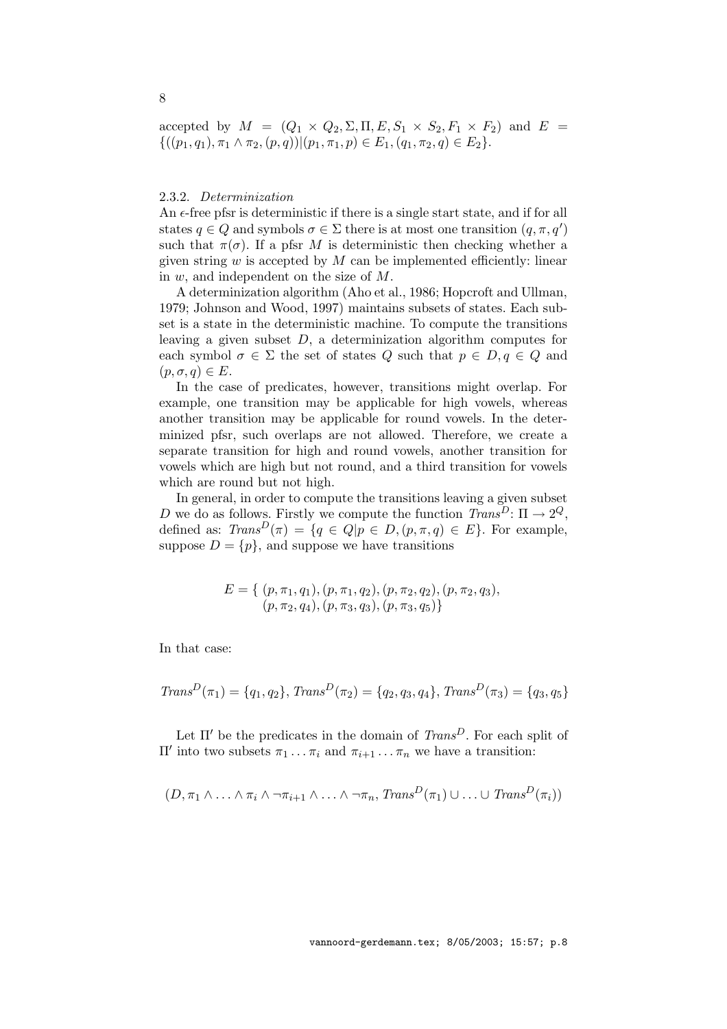accepted by $M = (Q_1 \times Q_2, \Sigma, \Pi, E, S_1 \times S_2, F_1 \times F_2)$ and $E = \{((p_1, q_1), \pi_1 \wedge \pi_2, (p, q)) | (p_1, \pi_1, p) \in E_1, (q_1, \pi_2, q) \in E_2\}$.

### 2.3.2. *Determinization*

An $\epsilon$-free pfsr is deterministic if there is a single start state, and if for all states $q \in Q$ and symbols $\sigma \in \Sigma$ there is at most one transition $(q, \pi, q')$ such that $\pi(\sigma)$. If a pfsr $M$ is deterministic then checking whether a given string $w$ is accepted by $M$ can be implemented efficiently: linear in $w$, and independent on the size of $M$.

A determinization algorithm (Aho et al., 1986; Hopcroft and Ullman, 1979; Johnson and Wood, 1997) maintains subsets of states. Each subset is a state in the deterministic machine. To compute the transitions leaving a given subset $D$, a determinization algorithm computes for each symbol $\sigma \in \Sigma$ the set of states $Q$ such that $p \in D, q \in Q$ and $(p, \sigma, q) \in E$.

In the case of predicates, however, transitions might overlap. For example, one transition may be applicable for high vowels, whereas another transition may be applicable for round vowels. In the determinized pfsr, such overlaps are not allowed. Therefore, we create a separate transition for high and round vowels, another transition for vowels which are high but not round, and a third transition for vowels which are round but not high.

In general, in order to compute the transitions leaving a given subset $D$ we do as follows. Firstly we compute the function $\mathit{Trans}^D \colon \Pi \rightarrow 2^Q$, defined as: $\mathit{Trans}^D(\pi) = \{q \in Q | p \in D, (p, \pi, q) \in E\}$. For example, suppose $D = \{p\}$, and suppose we have transitions

$$
\begin{aligned}
E = \{\ & (p, \pi_1, q_1), (p, \pi_1, q_2), (p, \pi_2, q_2), (p, \pi_2, q_3), \\
& (p, \pi_2, q_4), (p, \pi_3, q_3), (p, \pi_3, q_5)\}
\end{aligned}
$$

In that case:

$$
\mathit{Trans}^D(\pi_1) = \{q_1, q_2\}, \mathit{Trans}^D(\pi_2) = \{q_2, q_3, q_4\}, \mathit{Trans}^D(\pi_3) = \{q_3, q_5\}
$$

Let $\Pi'$ be the predicates in the domain of $\mathit{Trans}^D$. For each split of $\Pi'$ into two subsets $\pi_1 \ldots \pi_i$ and $\pi_{i+1} \ldots \pi_n$ we have a transition:

$$
(D, \pi_1 \wedge \ldots \wedge \pi_i \wedge \neg\pi_{i+1} \wedge \ldots \wedge \neg\pi_n, \mathit{Trans}^D(\pi_1) \cup \ldots \cup \mathit{Trans}^D(\pi_i))
$$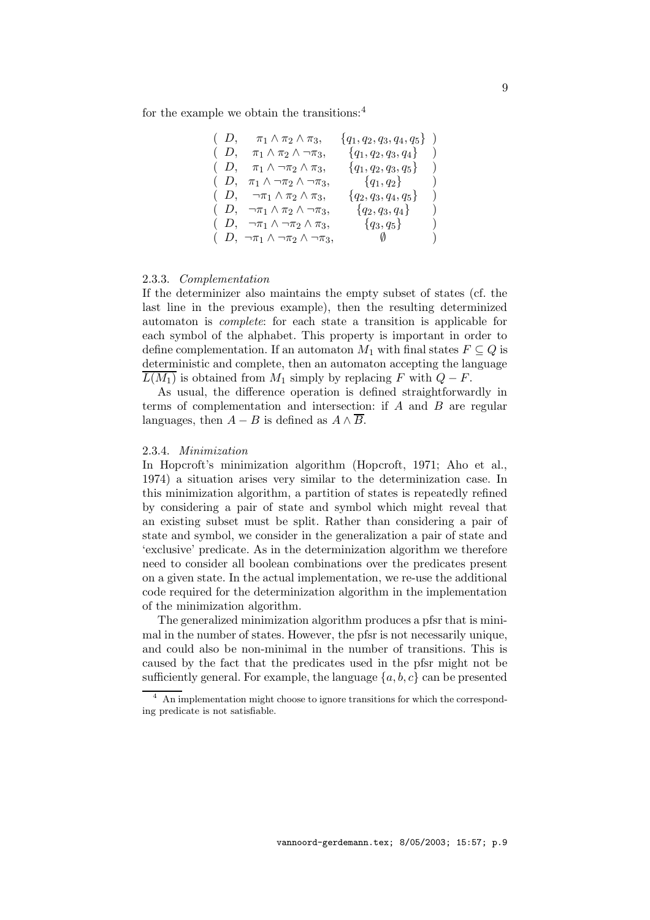for the example we obtain the transitions:[4]

$$
\begin{array}{llll}
( & D, & \pi_1 \wedge \pi_2 \wedge \pi_3, & \{q_1, q_2, q_3, q_4, q_5\} \ ) \\
( & D, & \pi_1 \wedge \pi_2 \wedge \neg\pi_3, & \{q_1, q_2, q_3, q_4\} \ ) \\
( & D, & \pi_1 \wedge \neg\pi_2 \wedge \pi_3, & \{q_1, q_2, q_3, q_5\} \ ) \\
( & D, & \pi_1 \wedge \neg\pi_2 \wedge \neg\pi_3, & \{q_1, q_2\} \ ) \\
( & D, & \neg\pi_1 \wedge \pi_2 \wedge \pi_3, & \{q_2, q_3, q_4, q_5\} \ ) \\
( & D, & \neg\pi_1 \wedge \pi_2 \wedge \neg\pi_3, & \{q_2, q_3, q_4\} \ ) \\
( & D, & \neg\pi_1 \wedge \neg\pi_2 \wedge \pi_3, & \{q_3, q_5\} \ ) \\
( & D, & \neg\pi_1 \wedge \neg\pi_2 \wedge \neg\pi_3, & \emptyset \ )
\end{array}
$$

#### 2.3.3. *Complementation*

If the determinizer also maintains the empty subset of states (cf. the last line in the previous example), then the resulting determinized automaton is *complete*: for each state a transition is applicable for each symbol of the alphabet. This property is important in order to define complementation. If an automaton $M_1$ with final states $F \subseteq Q$ is deterministic and complete, then an automaton accepting the language $\overline{L(M_1)}$ is obtained from $M_1$ simply by replacing $F$ with $Q - F$.

As usual, the difference operation is defined straightforwardly in terms of complementation and intersection: if $A$ and $B$ are regular languages, then $A - B$ is defined as $A \wedge \overline{B}$.

#### 2.3.4. *Minimization*

In Hopcroft's minimization algorithm (Hopcroft, 1971; Aho et al., 1974) a situation arises very similar to the determinization case. In this minimization algorithm, a partition of states is repeatedly refined by considering a pair of state and symbol which might reveal that an existing subset must be split. Rather than considering a pair of state and symbol, we consider in the generalization a pair of state and 'exclusive' predicate. As in the determinization algorithm we therefore need to consider all boolean combinations over the predicates present on a given state. In the actual implementation, we re-use the additional code required for the determinization algorithm in the implementation of the minimization algorithm.

The generalized minimization algorithm produces a pfsr that is minimal in the number of states. However, the pfsr is not necessarily unique, and could also be non-minimal in the number of transitions. This is caused by the fact that the predicates used in the pfsr might not be sufficiently general. For example, the language $\{a, b, c\}$ can be presented

[4] An implementation might choose to ignore transitions for which the corresponding predicate is not satisfiable.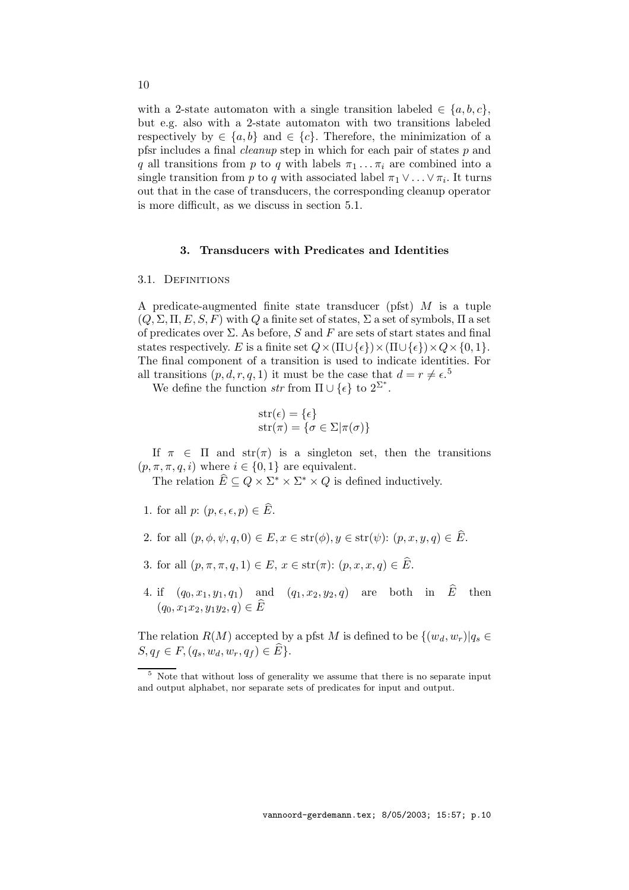with a 2-state automaton with a single transition labeled $\in \{a, b, c\}$, but e.g. also with a 2-state automaton with two transitions labeled respectively by $\in \{a, b\}$ and $\in \{c\}$. Therefore, the minimization of a pfsr includes a final *cleanup* step in which for each pair of states $p$ and $q$ all transitions from $p$ to $q$ with labels $\pi_1 \ldots \pi_i$ are combined into a single transition from $p$ to $q$ with associated label $\pi_1 \vee \ldots \vee \pi_i$. It turns out that in the case of transducers, the corresponding cleanup operator is more difficult, as we discuss in section 5.1.

## 3. Transducers with Predicates and Identities

### 3.1. Definitions

A predicate-augmented finite state transducer (pfst) $M$ is a tuple $(Q, \Sigma, \Pi, E, S, F)$ with $Q$ a finite set of states, $\Sigma$ a set of symbols, $\Pi$ a set of predicates over $\Sigma$. As before, $S$ and $F$ are sets of start states and final states respectively. $E$ is a finite set $Q \times (\Pi \cup \{\epsilon\}) \times (\Pi \cup \{\epsilon\}) \times Q \times \{0, 1\}$. The final component of a transition is used to indicate identities. For all transitions $(p, d, r, q, 1)$ it must be the case that $d = r \neq \epsilon$.[5]

We define the function *str* from $\Pi \cup \{\epsilon\}$ to $2^{\Sigma^*}$.

$$\text{str}(\epsilon) = \{\epsilon\}$$
$$\text{str}(\pi) = \{\sigma \in \Sigma | \pi(\sigma)\}$$

If $\pi \in \Pi$ and $\text{str}(\pi)$ is a singleton set, then the transitions $(p, \pi, \pi, q, i)$ where $i \in \{0, 1\}$ are equivalent.

The relation $\widehat{E} \subseteq Q \times \Sigma^* \times \Sigma^* \times Q$ is defined inductively.

1. for all $p$: $(p, \epsilon, \epsilon, p) \in \widehat{E}$.

2. for all $(p, \phi, \psi, q, 0) \in E, x \in \text{str}(\phi), y \in \text{str}(\psi)$: $(p, x, y, q) \in \widehat{E}$.

3. for all $(p, \pi, \pi, q, 1) \in E$, $x \in \text{str}(\pi)$: $(p, x, x, q) \in \widehat{E}$.

4. if $(q_0, x_1, y_1, q_1)$ and $(q_1, x_2, y_2, q)$ are both in $\widehat{E}$ then $(q_0, x_1x_2, y_1y_2, q) \in \widehat{E}$

The relation $R(M)$ accepted by a pfst $M$ is defined to be $\{(w_d, w_r) | q_s \in S, q_f \in F, (q_s, w_d, w_r, q_f) \in \widehat{E}\}$.

[5] Note that without loss of generality we assume that there is no separate input and output alphabet, nor separate sets of predicates for input and output.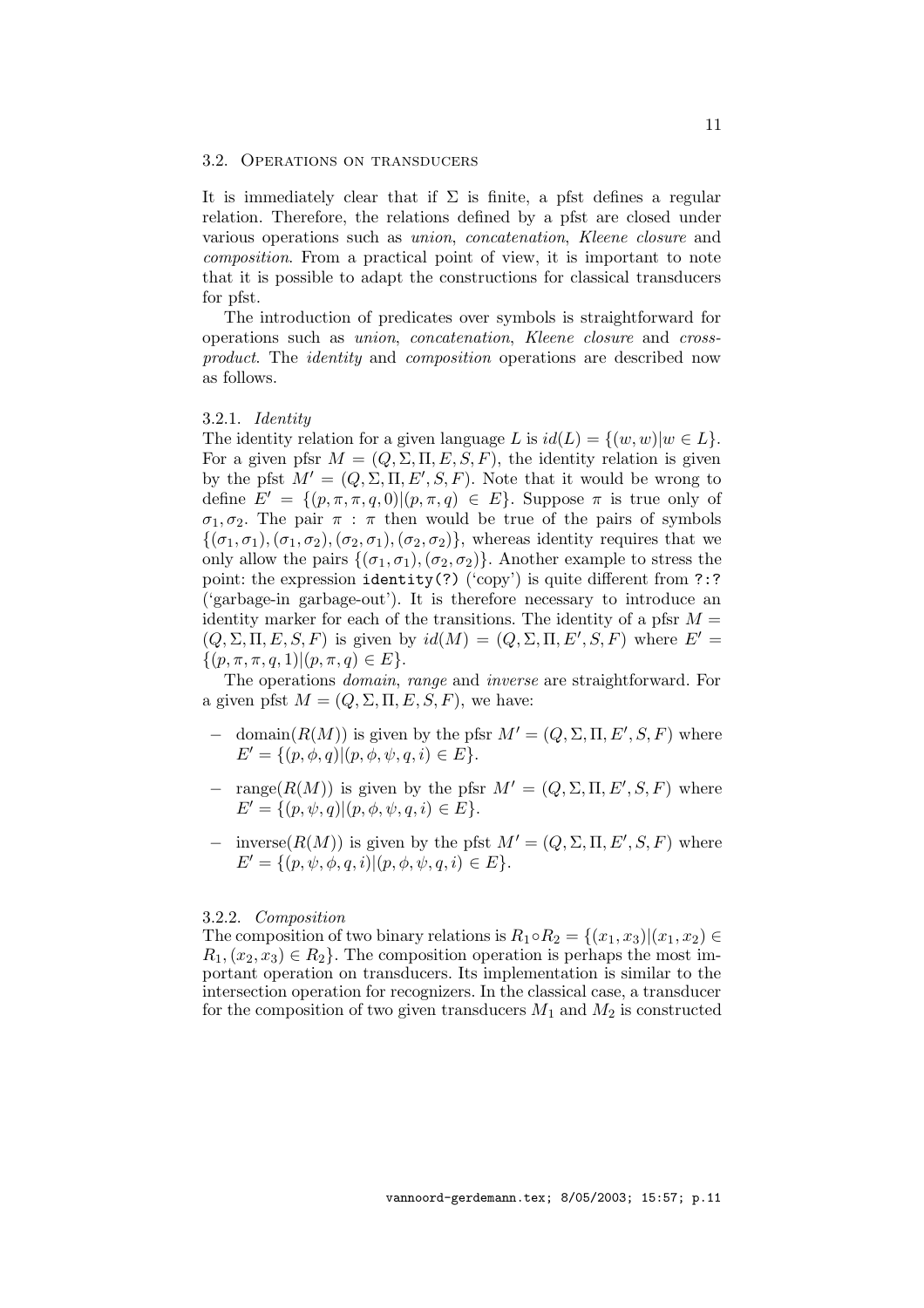### 3.2. Operations on transducers

It is immediately clear that if $\Sigma$ is finite, a pfst defines a regular relation. Therefore, the relations defined by a pfst are closed under various operations such as *union*, *concatenation*, *Kleene closure* and *composition*. From a practical point of view, it is important to note that it is possible to adapt the constructions for classical transducers for pfst.

The introduction of predicates over symbols is straightforward for operations such as *union*, *concatenation*, *Kleene closure* and *cross-product*. The *identity* and *composition* operations are described now as follows.

#### 3.2.1. *Identity*

The identity relation for a given language $L$ is $id(L) = \{(w, w) | w \in L\}$. For a given pfsr $M = (Q, \Sigma, \Pi, E, S, F)$, the identity relation is given by the pfst $M' = (Q, \Sigma, \Pi, E', S, F)$. Note that it would be wrong to define $E' = \{(p, \pi, \pi, q, 0) | (p, \pi, q) \in E\}$. Suppose $\pi$ is true only of $\sigma_1, \sigma_2$. The pair $\pi : \pi$ then would be true of the pairs of symbols $\{(\sigma_1, \sigma_1), (\sigma_1, \sigma_2), (\sigma_2, \sigma_1), (\sigma_2, \sigma_2)\}$, whereas identity requires that we only allow the pairs $\{(\sigma_1, \sigma_1), (\sigma_2, \sigma_2)\}$. Another example to stress the point: the expression `identity(?)` ('copy') is quite different from `?:?` ('garbage-in garbage-out'). It is therefore necessary to introduce an identity marker for each of the transitions. The identity of a pfsr $M = (Q, \Sigma, \Pi, E, S, F)$ is given by $id(M) = (Q, \Sigma, \Pi, E', S, F)$ where $E' = \{(p, \pi, \pi, q, 1) | (p, \pi, q) \in E\}$.

The operations *domain*, *range* and *inverse* are straightforward. For a given pfst $M = (Q, \Sigma, \Pi, E, S, F)$, we have:

- domain($R(M)$) is given by the pfsr $M' = (Q, \Sigma, \Pi, E', S, F)$ where $E' = \{(p, \phi, q) | (p, \phi, \psi, q, i) \in E\}$.
- range($R(M)$) is given by the pfsr $M' = (Q, \Sigma, \Pi, E', S, F)$ where $E' = \{(p, \psi, q) | (p, \phi, \psi, q, i) \in E\}$.
- inverse($R(M)$) is given by the pfst $M' = (Q, \Sigma, \Pi, E', S, F)$ where $E' = \{(p, \psi, \phi, q, i) | (p, \phi, \psi, q, i) \in E\}$.

#### 3.2.2. *Composition*

The composition of two binary relations is $R_1 \circ R_2 = \{(x_1, x_3) | (x_1, x_2) \in R_1, (x_2, x_3) \in R_2\}$. The composition operation is perhaps the most important operation on transducers. Its implementation is similar to the intersection operation for recognizers. In the classical case, a transducer for the composition of two given transducers $M_1$ and $M_2$ is constructed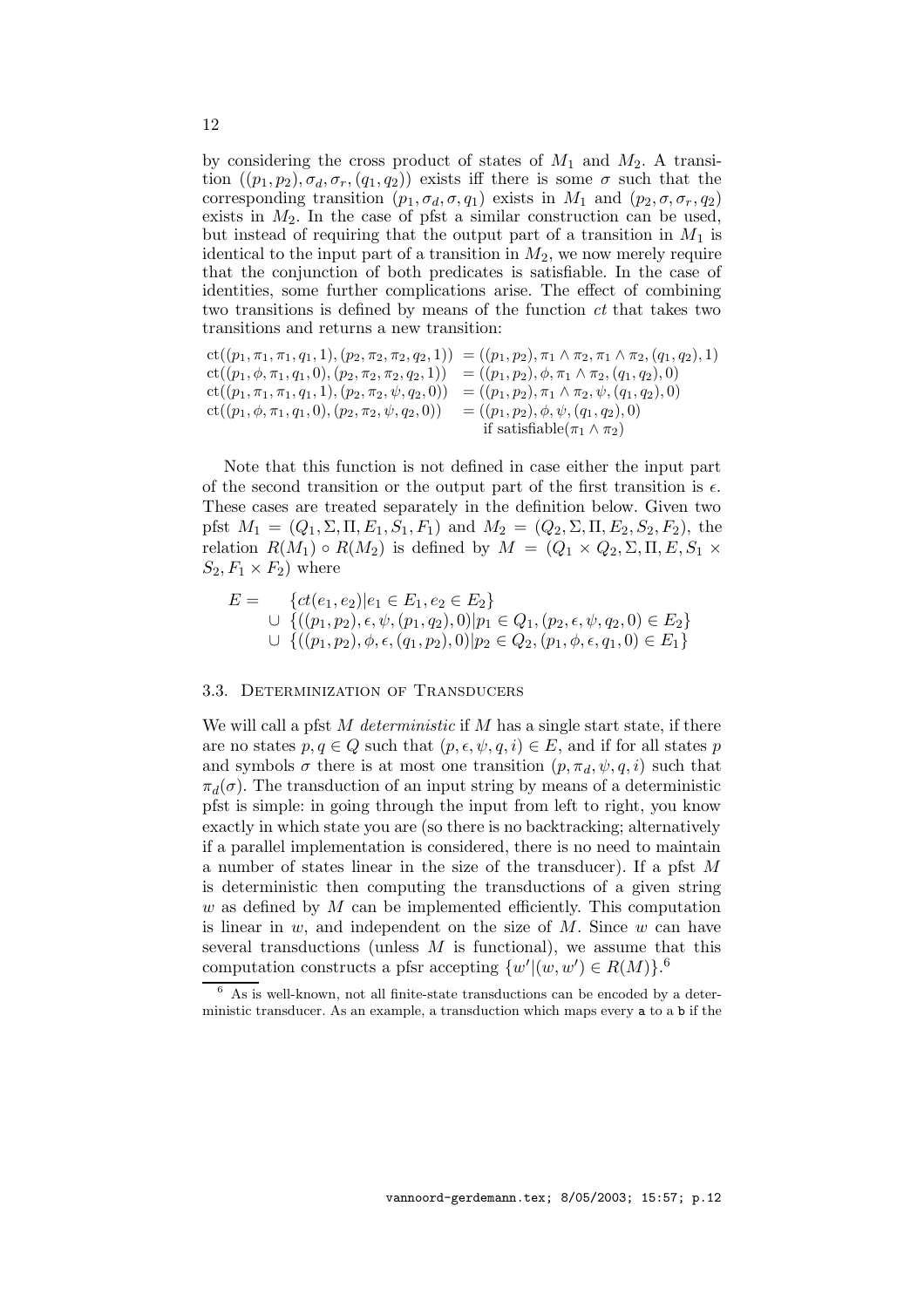by considering the cross product of states of $M_1$ and $M_2$. A transition $((p_1, p_2), \sigma_d, \sigma_r, (q_1, q_2))$ exists iff there is some $\sigma$ such that the corresponding transition $(p_1, \sigma_d, \sigma, q_1)$ exists in $M_1$ and $(p_2, \sigma, \sigma_r, q_2)$ exists in $M_2$. In the case of pfst a similar construction can be used, but instead of requiring that the output part of a transition in $M_1$ is identical to the input part of a transition in $M_2$, we now merely require that the conjunction of both predicates is satisfiable. In the case of identities, some further complications arise. The effect of combining two transitions is defined by means of the function *ct* that takes two transitions and returns a new transition:

$$
\begin{aligned}
\mathrm{ct}((p_1, \pi_1, \pi_1, q_1, 1), (p_2, \pi_2, \pi_2, q_2, 1)) &= ((p_1, p_2), \pi_1 \wedge \pi_2, \pi_1 \wedge \pi_2, (q_1, q_2), 1) \\
\mathrm{ct}((p_1, \phi, \pi_1, q_1, 0), (p_2, \pi_2, \pi_2, q_2, 1)) &= ((p_1, p_2), \phi, \pi_1 \wedge \pi_2, (q_1, q_2), 0) \\
\mathrm{ct}((p_1, \pi_1, \pi_1, q_1, 1), (p_2, \pi_2, \psi, q_2, 0)) &= ((p_1, p_2), \pi_1 \wedge \pi_2, \psi, (q_1, q_2), 0) \\
\mathrm{ct}((p_1, \phi, \pi_1, q_1, 0), (p_2, \pi_2, \psi, q_2, 0)) &= ((p_1, p_2), \phi, \psi, (q_1, q_2), 0) \\
&\quad \text{if satisfiable}(\pi_1 \wedge \pi_2)
\end{aligned}
$$

Note that this function is not defined in case either the input part of the second transition or the output part of the first transition is $\epsilon$. These cases are treated separately in the definition below. Given two pfst $M_1 = (Q_1, \Sigma, \Pi, E_1, S_1, F_1)$ and $M_2 = (Q_2, \Sigma, \Pi, E_2, S_2, F_2)$, the relation $R(M_1) \circ R(M_2)$ is defined by $M = (Q_1 \times Q_2, \Sigma, \Pi, E, S_1 \times S_2, F_1 \times F_2)$ where

$$
\begin{aligned}
E = \quad & \{ct(e_1, e_2) | e_1 \in E_1, e_2 \in E_2\} \\
\cup \quad & \{((p_1, p_2), \epsilon, \psi, (p_1, q_2), 0) | p_1 \in Q_1, (p_2, \epsilon, \psi, q_2, 0) \in E_2\} \\
\cup \quad & \{((p_1, p_2), \phi, \epsilon, (q_1, p_2), 0) | p_2 \in Q_2, (p_1, \phi, \epsilon, q_1, 0) \in E_1\}
\end{aligned}
$$

### 3.3. Determinization of Transducers

We will call a pfst $M$ *deterministic* if $M$ has a single start state, if there are no states $p, q \in Q$ such that $(p, \epsilon, \psi, q, i) \in E$, and if for all states $p$ and symbols $\sigma$ there is at most one transition $(p, \pi_d, \psi, q, i)$ such that $\pi_d(\sigma)$. The transduction of an input string by means of a deterministic pfst is simple: in going through the input from left to right, you know exactly in which state you are (so there is no backtracking; alternatively if a parallel implementation is considered, there is no need to maintain a number of states linear in the size of the transducer). If a pfst $M$ is deterministic then computing the transductions of a given string $w$ as defined by $M$ can be implemented efficiently. This computation is linear in $w$, and independent on the size of $M$. Since $w$ can have several transductions (unless $M$ is functional), we assume that this computation constructs a pfsr accepting $\{w' | (w, w') \in R(M)\}$.[6]

[6] As is well-known, not all finite-state transductions can be encoded by a deterministic transducer. As an example, a transduction which maps every `a` to a `b` if the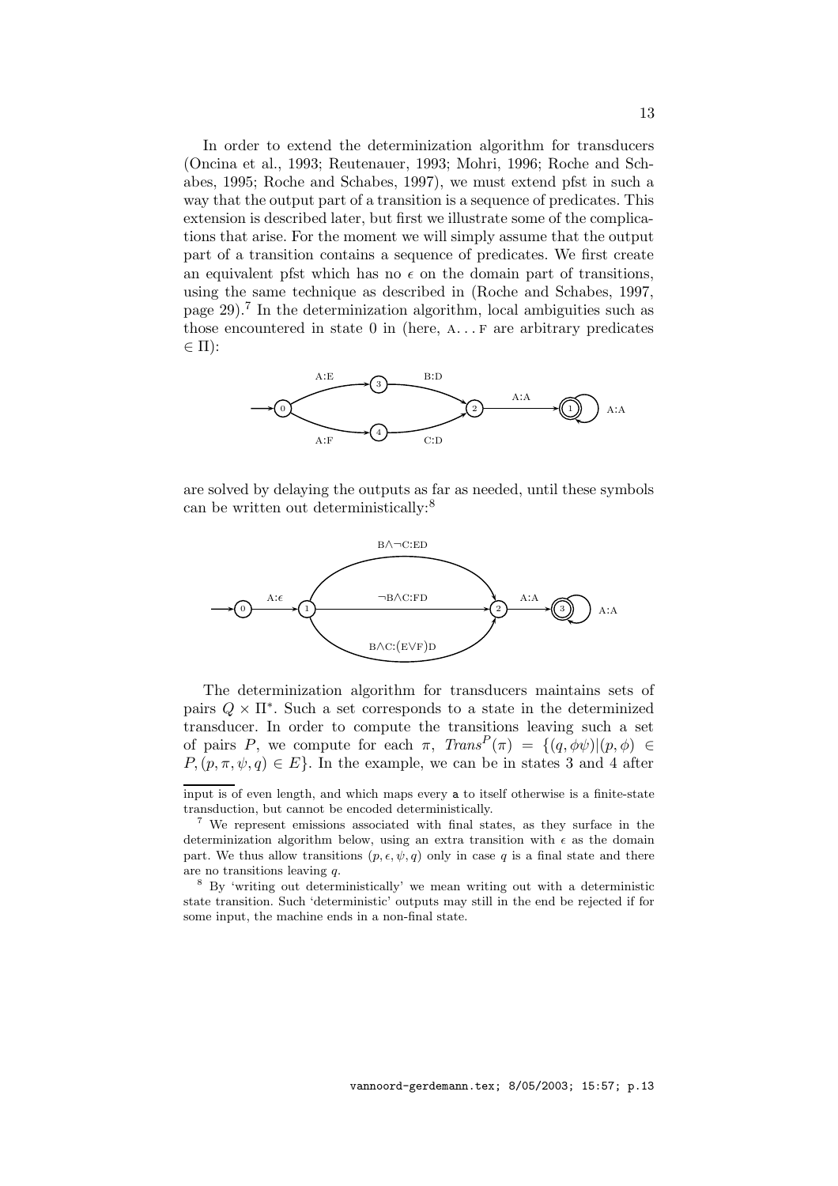In order to extend the determinization algorithm for transducers (Oncina et al., 1993; Reutenauer, 1993; Mohri, 1996; Roche and Schabes, 1995; Roche and Schabes, 1997), we must extend pfst in such a way that the output part of a transition is a sequence of predicates. This extension is described later, but first we illustrate some of the complications that arise. For the moment we will simply assume that the output part of a transition contains a sequence of predicates. We first create an equivalent pfst which has no $\epsilon$ on the domain part of transitions, using the same technique as described in (Roche and Schabes, 1997, page 29).[7] In the determinization algorithm, local ambiguities such as those encountered in state 0 in (here, A. . . F are arbitrary predicates $\in \Pi$):

are solved by delaying the outputs as far as needed, until these symbols can be written out deterministically:[8]

The determinization algorithm for transducers maintains sets of pairs $Q \times \Pi^*$. Such a set corresponds to a state in the determinized transducer. In order to compute the transitions leaving such a set of pairs $P$, we compute for each $\pi$, $Trans^P(\pi) = \{(q, \phi\psi) | (p, \phi) \in P, (p, \pi, \psi, q) \in E\}$. In the example, we can be in states 3 and 4 after

---

input is of even length, and which maps every a to itself otherwise is a finite-state transduction, but cannot be encoded deterministically.

[7] We represent emissions associated with final states, as they surface in the determinization algorithm below, using an extra transition with $\epsilon$ as the domain part. We thus allow transitions $(p, \epsilon, \psi, q)$ only in case $q$ is a final state and there are no transitions leaving $q$.

[8] By 'writing out deterministically' we mean writing out with a deterministic state transition. Such 'deterministic' outputs may still in the end be rejected if for some input, the machine ends in a non-final state.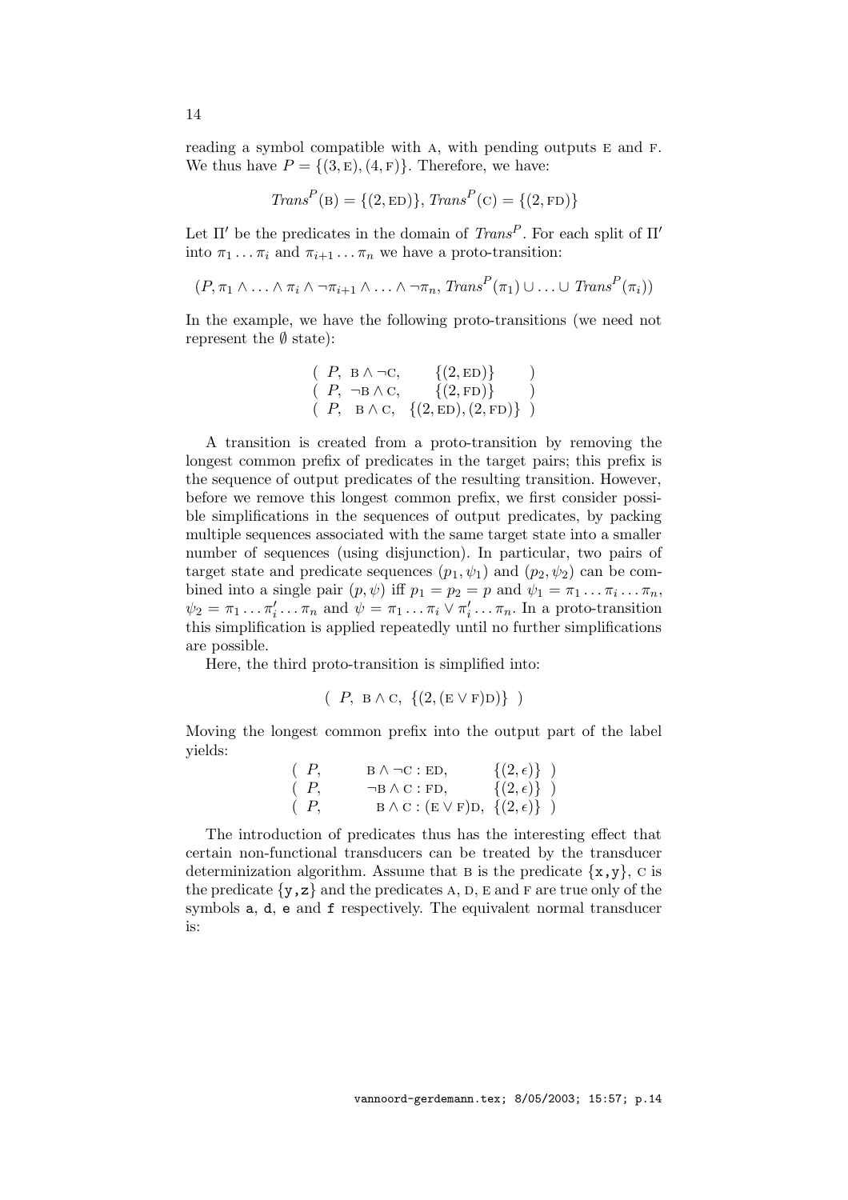reading a symbol compatible with A, with pending outputs E and F. We thus have $P = \{(3, \text{E}), (4, \text{F})\}$. Therefore, we have:

$$Trans^P(\text{B}) = \{(2, \text{ED})\},\ Trans^P(\text{C}) = \{(2, \text{FD})\}$$

Let $\Pi'$ be the predicates in the domain of $Trans^P$. For each split of $\Pi'$ into $\pi_1 \ldots \pi_i$ and $\pi_{i+1} \ldots \pi_n$ we have a proto-transition:

$$(P, \pi_1 \wedge \ldots \wedge \pi_i \wedge \neg\pi_{i+1} \wedge \ldots \wedge \neg\pi_n,\ Trans^P(\pi_1) \cup \ldots \cup Trans^P(\pi_i))$$

In the example, we have the following proto-transitions (we need not represent the $\emptyset$ state):

$$\begin{array}{llll}
( & P, & \text{B} \wedge \neg\text{C}, & \{(2, \text{ED})\} & ) \\
( & P, & \neg\text{B} \wedge \text{C}, & \{(2, \text{FD})\} & ) \\
( & P, & \text{B} \wedge \text{C}, & \{(2, \text{ED}), (2, \text{FD})\} & )
\end{array}$$

A transition is created from a proto-transition by removing the longest common prefix of predicates in the target pairs; this prefix is the sequence of output predicates of the resulting transition. However, before we remove this longest common prefix, we first consider possible simplifications in the sequences of output predicates, by packing multiple sequences associated with the same target state into a smaller number of sequences (using disjunction). In particular, two pairs of target state and predicate sequences $(p_1, \psi_1)$ and $(p_2, \psi_2)$ can be combined into a single pair $(p, \psi)$ iff $p_1 = p_2 = p$ and $\psi_1 = \pi_1 \ldots \pi_i \ldots \pi_n$, $\psi_2 = \pi_1 \ldots \pi'_i \ldots \pi_n$ and $\psi = \pi_1 \ldots \pi_i \vee \pi'_i \ldots \pi_n$. In a proto-transition this simplification is applied repeatedly until no further simplifications are possible.

Here, the third proto-transition is simplified into:

$$(\ P,\ \text{B} \wedge \text{C},\ \{(2, (\text{E} \vee \text{F})\text{D})\}\ )$$

Moving the longest common prefix into the output part of the label yields:

$$\begin{array}{llll}
( & P, & \text{B} \wedge \neg\text{C} : \text{ED}, & \{(2, \epsilon)\} & ) \\
( & P, & \neg\text{B} \wedge \text{C} : \text{FD}, & \{(2, \epsilon)\} & ) \\
( & P, & \text{B} \wedge \text{C} : (\text{E} \vee \text{F})\text{D}, & \{(2, \epsilon)\} & )
\end{array}$$

The introduction of predicates thus has the interesting effect that certain non-functional transducers can be treated by the transducer determinization algorithm. Assume that B is the predicate $\{\texttt{x},\texttt{y}\}$, C is the predicate $\{\texttt{y},\texttt{z}\}$ and the predicates A, D, E and F are true only of the symbols `a`, `d`, `e` and `f` respectively. The equivalent normal transducer is: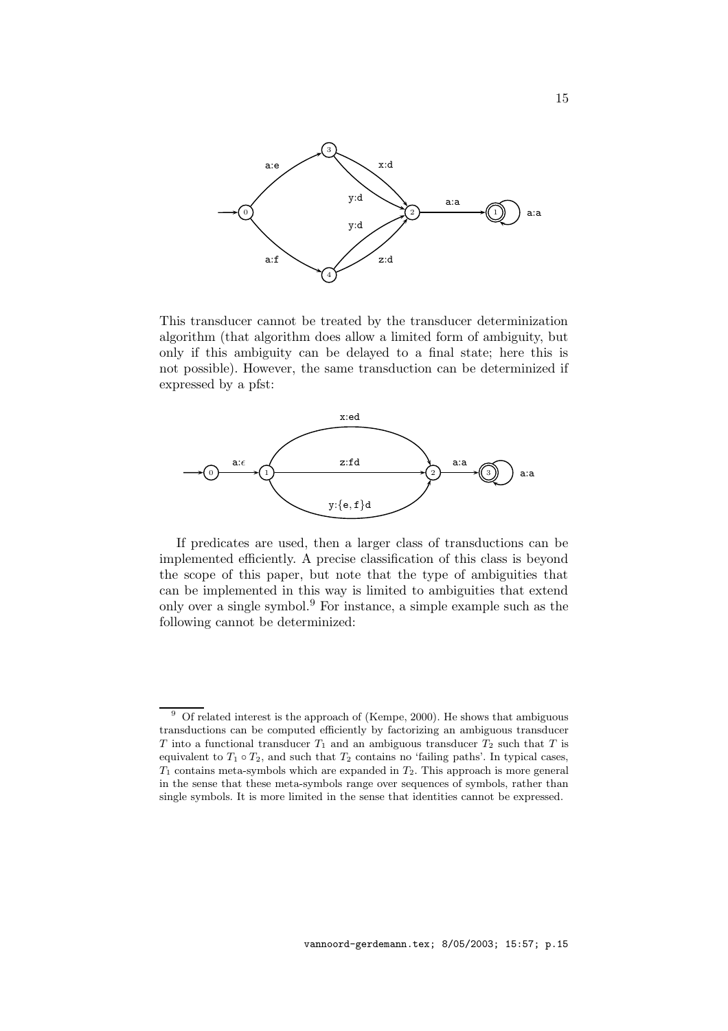This transducer cannot be treated by the transducer determinization algorithm (that algorithm does allow a limited form of ambiguity, but only if this ambiguity can be delayed to a final state; here this is not possible). However, the same transduction can be determinized if expressed by a pfst:

If predicates are used, then a larger class of transductions can be implemented efficiently. A precise classification of this class is beyond the scope of this paper, but note that the type of ambiguities that can be implemented in this way is limited to ambiguities that extend only over a single symbol.[9] For instance, a simple example such as the following cannot be determinized:

[9] Of related interest is the approach of (Kempe, 2000). He shows that ambiguous transductions can be computed efficiently by factorizing an ambiguous transducer $T$ into a functional transducer $T_1$ and an ambiguous transducer $T_2$ such that $T$ is equivalent to $T_1 \circ T_2$, and such that $T_2$ contains no 'failing paths'. In typical cases, $T_1$ contains meta-symbols which are expanded in $T_2$. This approach is more general in the sense that these meta-symbols range over sequences of symbols, rather than single symbols. It is more limited in the sense that identities cannot be expressed.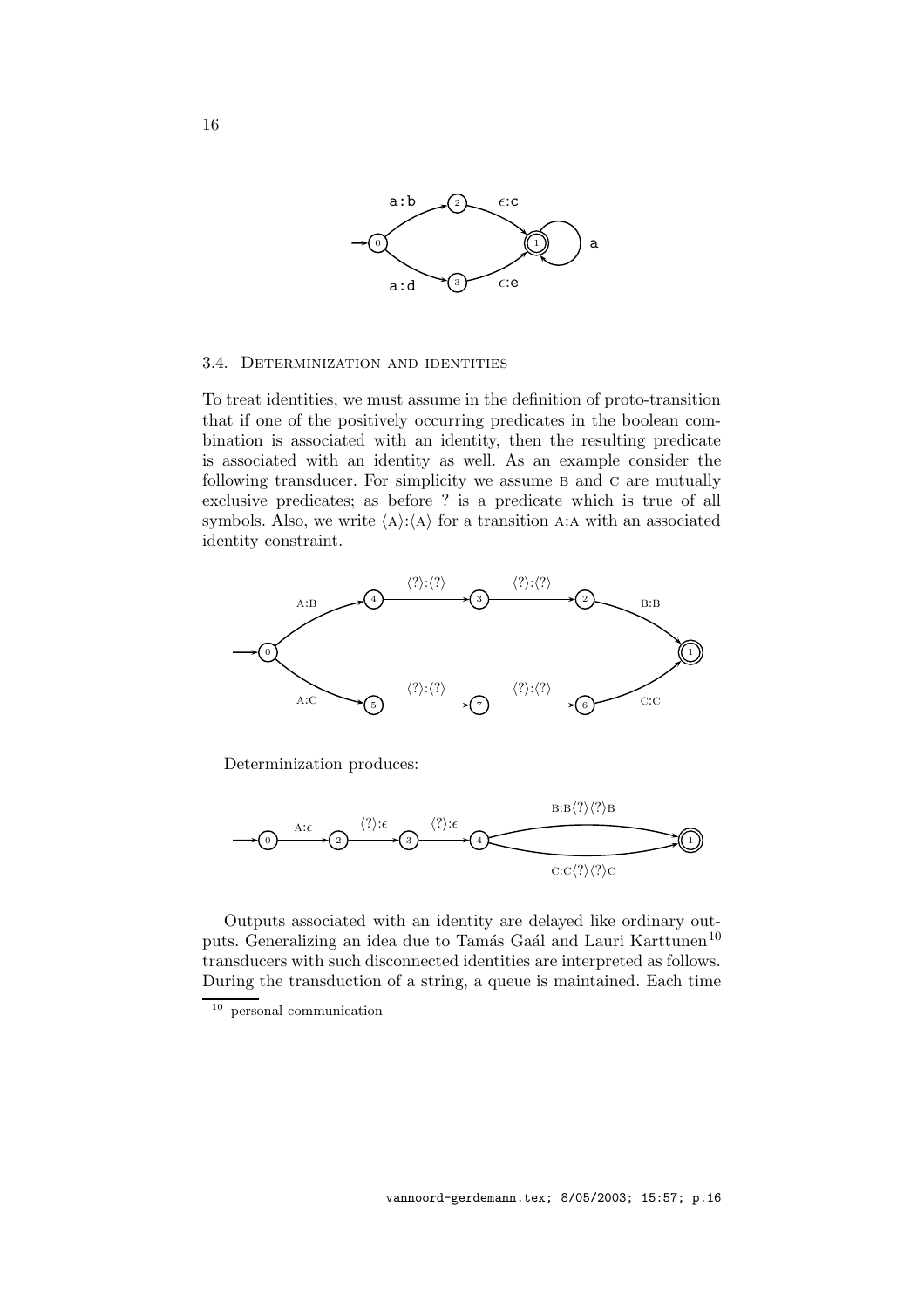### 3.4. Determinization and identities

To treat identities, we must assume in the definition of proto-transition that if one of the positively occurring predicates in the boolean combination is associated with an identity, then the resulting predicate is associated with an identity as well. As an example consider the following transducer. For simplicity we assume B and C are mutually exclusive predicates; as before ? is a predicate which is true of all symbols. Also, we write $\langle A \rangle{:}\langle A \rangle$ for a transition A:A with an associated identity constraint.

Determinization produces:

Outputs associated with an identity are delayed like ordinary outputs. Generalizing an idea due to Tamás Gaál and Lauri Karttunen[10] transducers with such disconnected identities are interpreted as follows. During the transduction of a string, a queue is maintained. Each time

[10] personal communication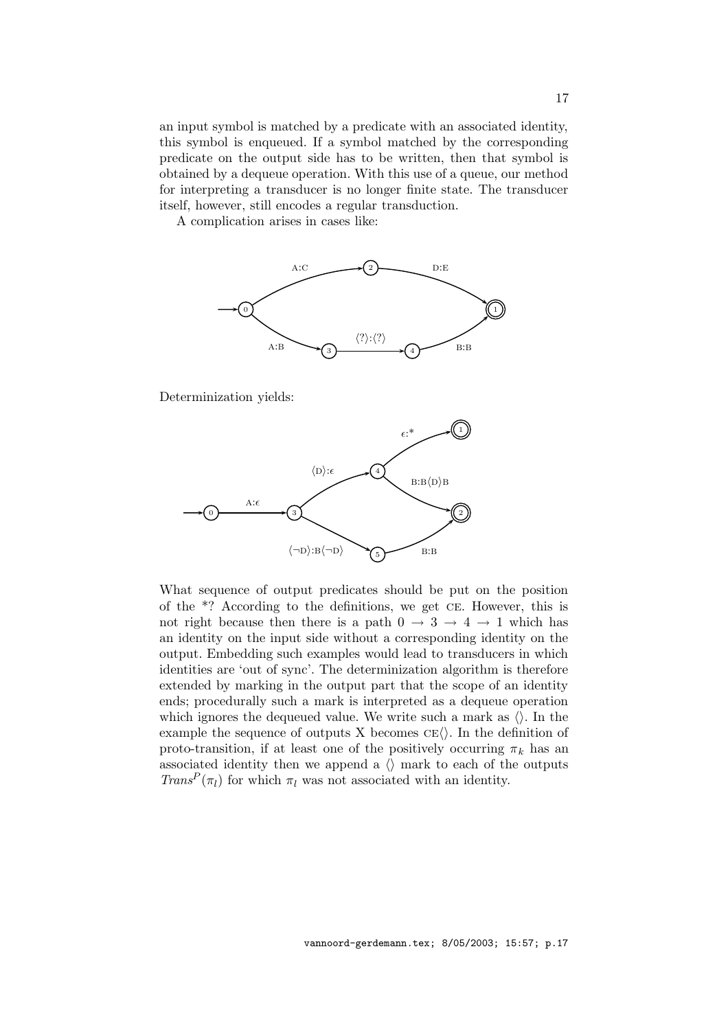an input symbol is matched by a predicate with an associated identity, this symbol is enqueued. If a symbol matched by the corresponding predicate on the output side has to be written, then that symbol is obtained by a dequeue operation. With this use of a queue, our method for interpreting a transducer is no longer finite state. The transducer itself, however, still encodes a regular transduction.

A complication arises in cases like:

Determinization yields:

What sequence of output predicates should be put on the position of the *? According to the definitions, we get CE. However, this is not right because then there is a path $0 \rightarrow 3 \rightarrow 4 \rightarrow 1$ which has an identity on the input side without a corresponding identity on the output. Embedding such examples would lead to transducers in which identities are 'out of sync'. The determinization algorithm is therefore extended by marking in the output part that the scope of an identity ends; procedurally such a mark is interpreted as a dequeue operation which ignores the dequeued value. We write such a mark as $\langle\rangle$. In the example the sequence of outputs X becomes CE$\langle\rangle$. In the definition of proto-transition, if at least one of the positively occurring $\pi_k$ has an associated identity then we append a $\langle\rangle$ mark to each of the outputs $Trans^P(\pi_l)$ for which $\pi_l$ was not associated with an identity.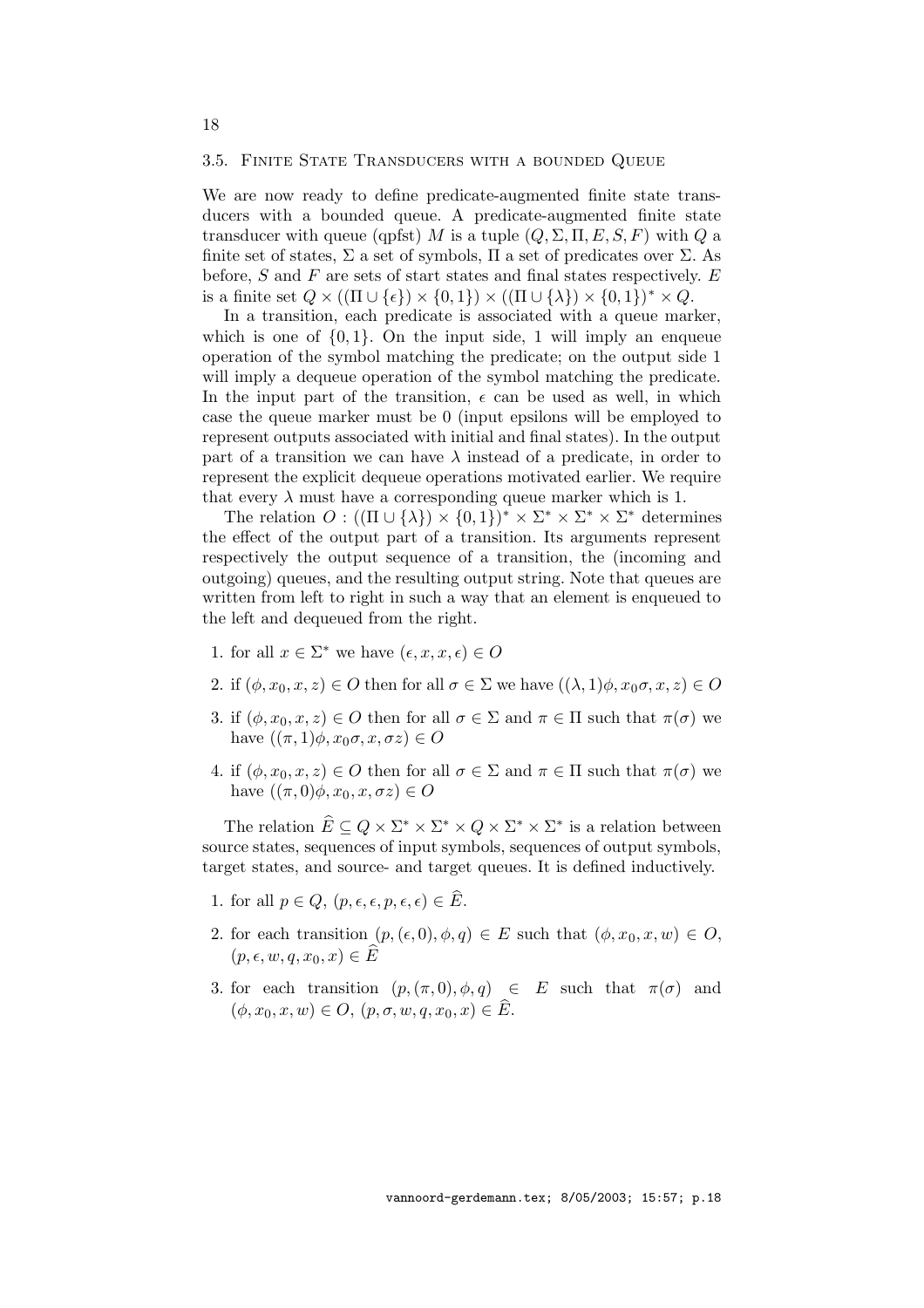### 3.5. Finite State Transducers with a bounded Queue

We are now ready to define predicate-augmented finite state transducers with a bounded queue. A predicate-augmented finite state transducer with queue (qpfst) $M$ is a tuple $(Q, \Sigma, \Pi, E, S, F)$ with $Q$ a finite set of states, $\Sigma$ a set of symbols, $\Pi$ a set of predicates over $\Sigma$. As before, $S$ and $F$ are sets of start states and final states respectively. $E$ is a finite set $Q \times ((\Pi \cup \{\epsilon\}) \times \{0,1\}) \times ((\Pi \cup \{\lambda\}) \times \{0,1\})^* \times Q$.

In a transition, each predicate is associated with a queue marker, which is one of $\{0,1\}$. On the input side, 1 will imply an enqueue operation of the symbol matching the predicate; on the output side 1 will imply a dequeue operation of the symbol matching the predicate. In the input part of the transition, $\epsilon$ can be used as well, in which case the queue marker must be 0 (input epsilons will be employed to represent outputs associated with initial and final states). In the output part of a transition we can have $\lambda$ instead of a predicate, in order to represent the explicit dequeue operations motivated earlier. We require that every $\lambda$ must have a corresponding queue marker which is 1.

The relation $O : ((\Pi \cup \{\lambda\}) \times \{0,1\})^* \times \Sigma^* \times \Sigma^* \times \Sigma^*$ determines the effect of the output part of a transition. Its arguments represent respectively the output sequence of a transition, the (incoming and outgoing) queues, and the resulting output string. Note that queues are written from left to right in such a way that an element is enqueued to the left and dequeued from the right.

1. for all $x \in \Sigma^*$ we have $(\epsilon, x, x, \epsilon) \in O$
2. if $(\phi, x_0, x, z) \in O$ then for all $\sigma \in \Sigma$ we have $((\lambda, 1)\phi, x_0\sigma, x, z) \in O$
3. if $(\phi, x_0, x, z) \in O$ then for all $\sigma \in \Sigma$ and $\pi \in \Pi$ such that $\pi(\sigma)$ we have $((\pi, 1)\phi, x_0\sigma, x, \sigma z) \in O$
4. if $(\phi, x_0, x, z) \in O$ then for all $\sigma \in \Sigma$ and $\pi \in \Pi$ such that $\pi(\sigma)$ we have $((\pi, 0)\phi, x_0, x, \sigma z) \in O$

The relation $\widehat{E} \subseteq Q \times \Sigma^* \times \Sigma^* \times Q \times \Sigma^* \times \Sigma^*$ is a relation between source states, sequences of input symbols, sequences of output symbols, target states, and source- and target queues. It is defined inductively.

1. for all $p \in Q$, $(p, \epsilon, \epsilon, p, \epsilon, \epsilon) \in \widehat{E}$.
2. for each transition $(p, (\epsilon, 0), \phi, q) \in E$ such that $(\phi, x_0, x, w) \in O$, $(p, \epsilon, w, q, x_0, x) \in \widehat{E}$
3. for each transition $(p, (\pi, 0), \phi, q) \in E$ such that $\pi(\sigma)$ and $(\phi, x_0, x, w) \in O$, $(p, \sigma, w, q, x_0, x) \in \widehat{E}$.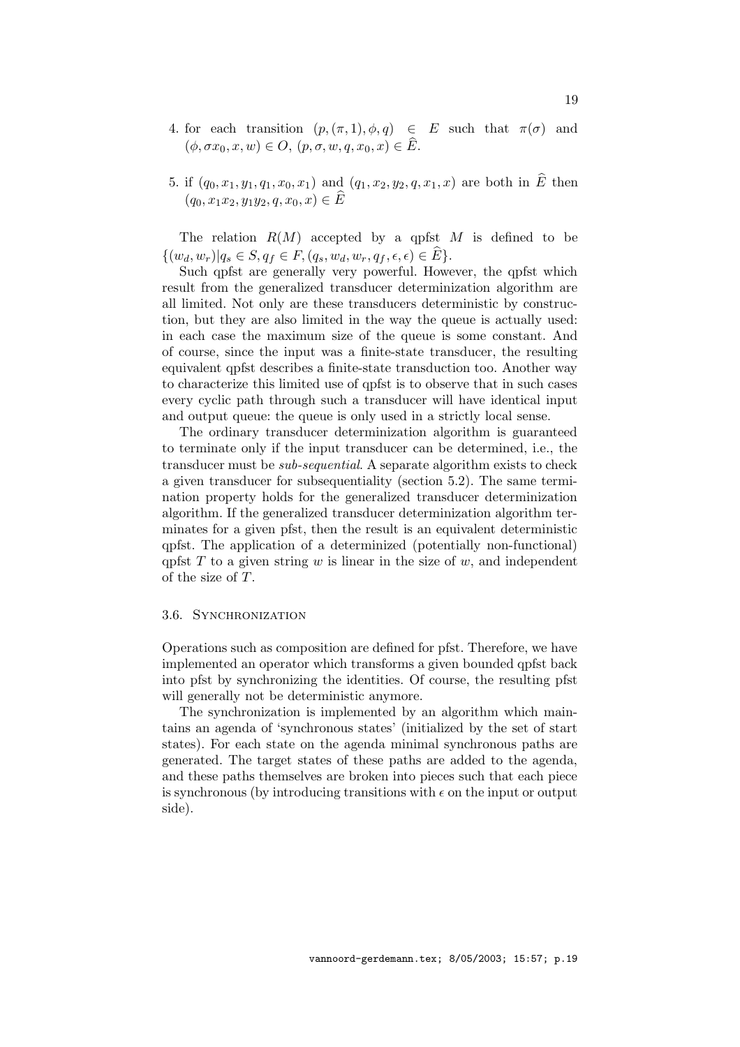4. for each transition $(p, (\pi, 1), \phi, q) \in E$ such that $\pi(\sigma)$ and $(\phi, \sigma x_0, x, w) \in O$, $(p, \sigma, w, q, x_0, x) \in \widehat{E}$.

5. if $(q_0, x_1, y_1, q_1, x_0, x_1)$ and $(q_1, x_2, y_2, q, x_1, x)$ are both in $\widehat{E}$ then $(q_0, x_1 x_2, y_1 y_2, q, x_0, x) \in \widehat{E}$

The relation $R(M)$ accepted by a qpfst $M$ is defined to be $\{(w_d, w_r) | q_s \in S, q_f \in F, (q_s, w_d, w_r, q_f, \epsilon, \epsilon) \in \widehat{E}\}$.

Such qpfst are generally very powerful. However, the qpfst which result from the generalized transducer determinization algorithm are all limited. Not only are these transducers deterministic by construction, but they are also limited in the way the queue is actually used: in each case the maximum size of the queue is some constant. And of course, since the input was a finite-state transducer, the resulting equivalent qpfst describes a finite-state transduction too. Another way to characterize this limited use of qpfst is to observe that in such cases every cyclic path through such a transducer will have identical input and output queue: the queue is only used in a strictly local sense.

The ordinary transducer determinization algorithm is guaranteed to terminate only if the input transducer can be determined, i.e., the transducer must be *sub-sequential*. A separate algorithm exists to check a given transducer for subsequentiality (section 5.2). The same termination property holds for the generalized transducer determinization algorithm. If the generalized transducer determinization algorithm terminates for a given pfst, then the result is an equivalent deterministic qpfst. The application of a determinized (potentially non-functional) qpfst $T$ to a given string $w$ is linear in the size of $w$, and independent of the size of $T$.

### 3.6. Synchronization

Operations such as composition are defined for pfst. Therefore, we have implemented an operator which transforms a given bounded qpfst back into pfst by synchronizing the identities. Of course, the resulting pfst will generally not be deterministic anymore.

The synchronization is implemented by an algorithm which maintains an agenda of 'synchronous states' (initialized by the set of start states). For each state on the agenda minimal synchronous paths are generated. The target states of these paths are added to the agenda, and these paths themselves are broken into pieces such that each piece is synchronous (by introducing transitions with $\epsilon$ on the input or output side).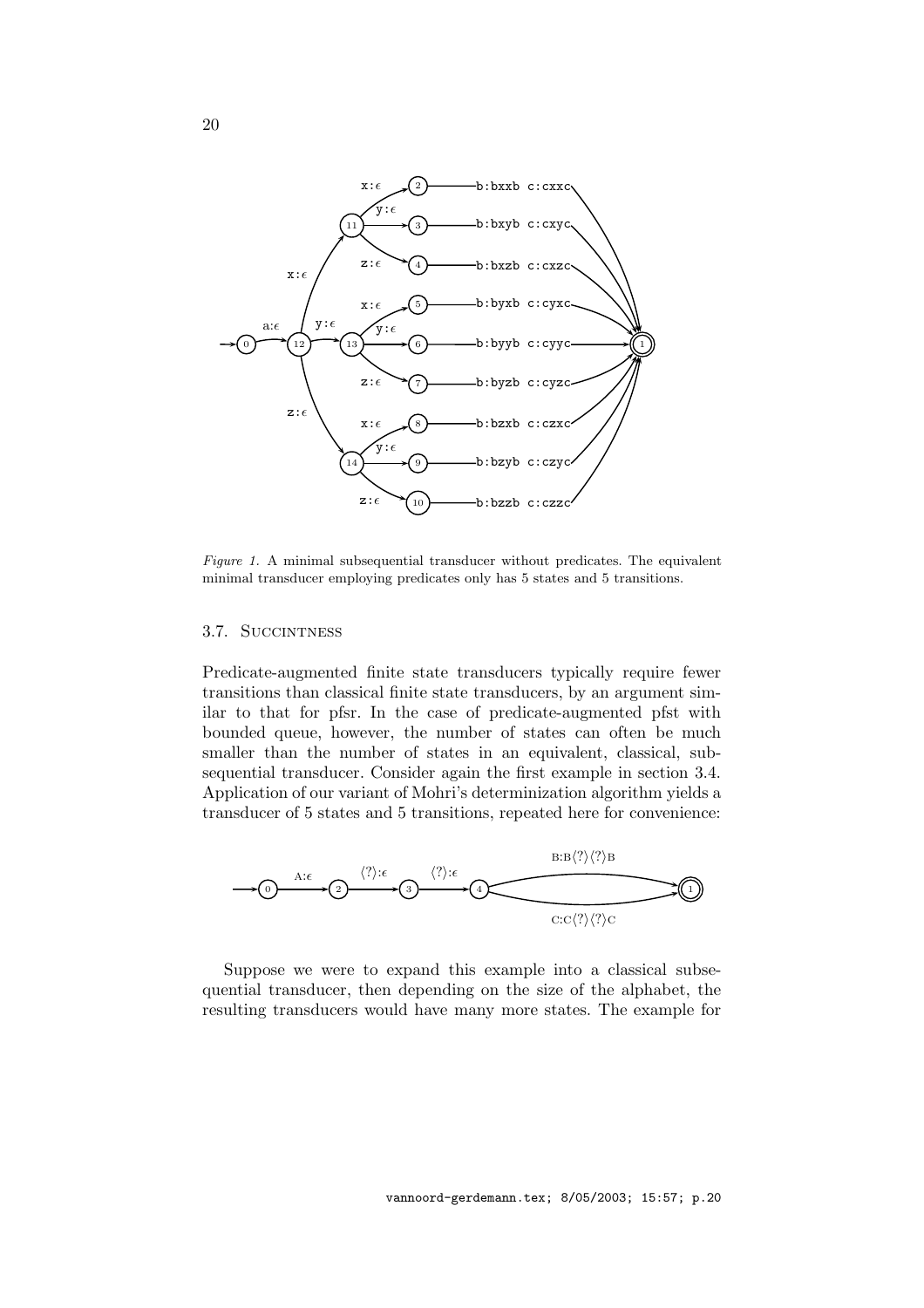*Figure 1.* A minimal subsequential transducer without predicates. The equivalent minimal transducer employing predicates only has 5 states and 5 transitions.

### 3.7. Succintness

Predicate-augmented finite state transducers typically require fewer transitions than classical finite state transducers, by an argument similar to that for pfsr. In the case of predicate-augmented pfst with bounded queue, however, the number of states can often be much smaller than the number of states in an equivalent, classical, subsequential transducer. Consider again the first example in section 3.4. Application of our variant of Mohri's determinization algorithm yields a transducer of 5 states and 5 transitions, repeated here for convenience:

Suppose we were to expand this example into a classical subsequential transducer, then depending on the size of the alphabet, the resulting transducers would have many more states. The example for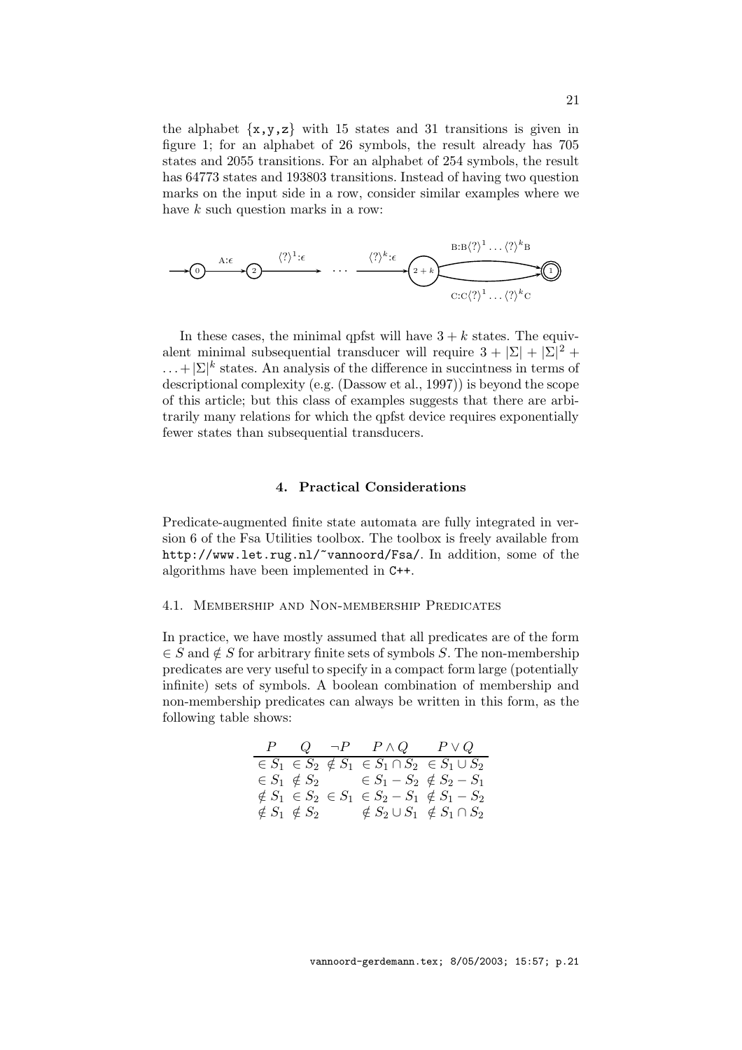the alphabet {x,y,z} with 15 states and 31 transitions is given in figure 1; for an alphabet of 26 symbols, the result already has 705 states and 2055 transitions. For an alphabet of 254 symbols, the result has 64773 states and 193803 transitions. Instead of having two question marks on the input side in a row, consider similar examples where we have $k$ such question marks in a row:

In these cases, the minimal qpfst will have $3 + k$ states. The equivalent minimal subsequential transducer will require $3 + |\Sigma| + |\Sigma|^2 + \ldots + |\Sigma|^k$ states. An analysis of the difference in succintness in terms of descriptional complexity (e.g. (Dassow et al., 1997)) is beyond the scope of this article; but this class of examples suggests that there are arbitrarily many relations for which the qpfst device requires exponentially fewer states than subsequential transducers.

## 4. Practical Considerations

Predicate-augmented finite state automata are fully integrated in version 6 of the Fsa Utilities toolbox. The toolbox is freely available from `http://www.let.rug.nl/~vannoord/Fsa/`. In addition, some of the algorithms have been implemented in `C++`.

### 4.1. Membership and Non-membership Predicates

In practice, we have mostly assumed that all predicates are of the form $\in S$ and $\notin S$ for arbitrary finite sets of symbols $S$. The non-membership predicates are very useful to specify in a compact form large (potentially infinite) sets of symbols. A boolean combination of membership and non-membership predicates can always be written in this form, as the following table shows:

| $P$ | $Q$ | $\neg P$ | $P \wedge Q$ | $P \vee Q$ |
|---|---|---|---|---|
| $\in S_1$ | $\in S_2$ | $\notin S_1$ | $\in S_1 \cap S_2$ | $\in S_1 \cup S_2$ |
| $\in S_1$ | $\notin S_2$ | | $\in S_1 - S_2$ | $\notin S_2 - S_1$ |
| $\notin S_1$ | $\in S_2$ | $\in S_1$ | $\in S_2 - S_1$ | $\notin S_1 - S_2$ |
| $\notin S_1$ | $\notin S_2$ | | $\notin S_2 \cup S_1$ | $\notin S_1 \cap S_2$ |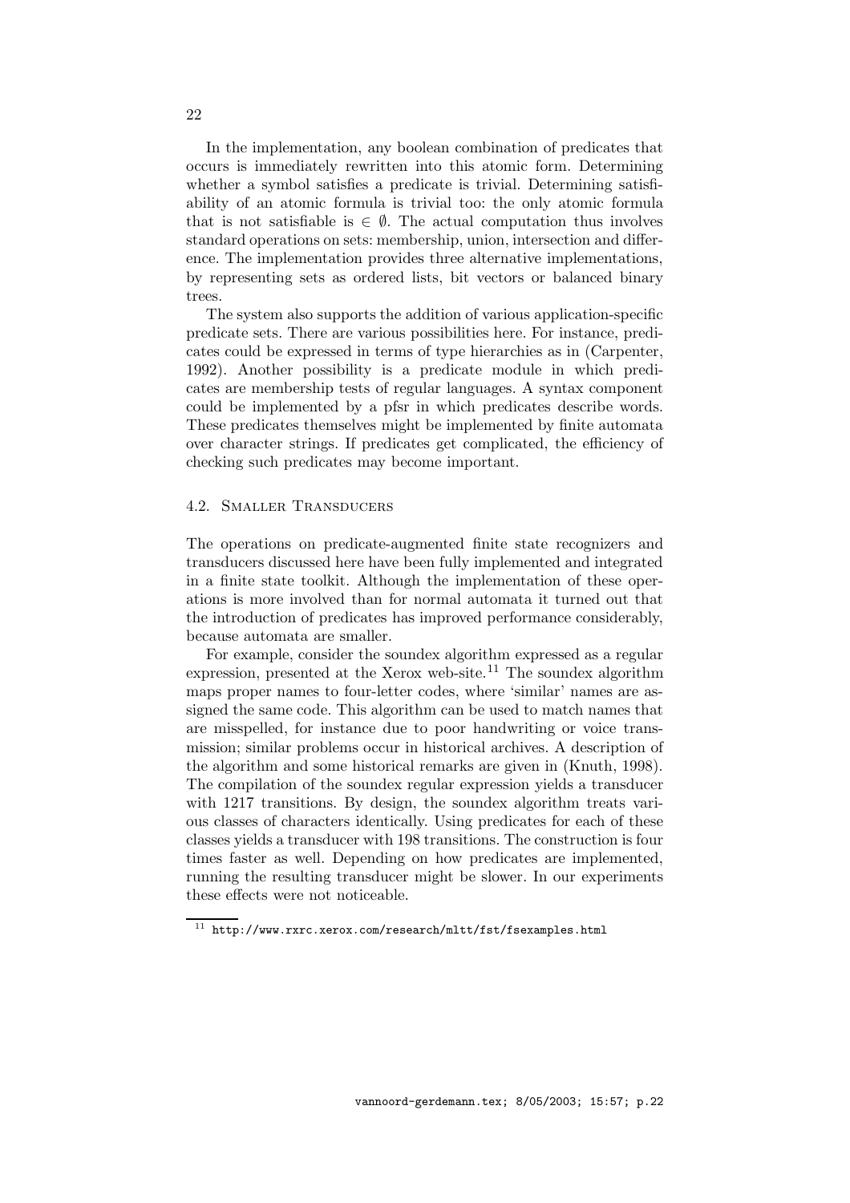In the implementation, any boolean combination of predicates that occurs is immediately rewritten into this atomic form. Determining whether a symbol satisfies a predicate is trivial. Determining satisfiability of an atomic formula is trivial too: the only atomic formula that is not satisfiable is $\in \emptyset$. The actual computation thus involves standard operations on sets: membership, union, intersection and difference. The implementation provides three alternative implementations, by representing sets as ordered lists, bit vectors or balanced binary trees.

The system also supports the addition of various application-specific predicate sets. There are various possibilities here. For instance, predicates could be expressed in terms of type hierarchies as in (Carpenter, 1992). Another possibility is a predicate module in which predicates are membership tests of regular languages. A syntax component could be implemented by a pfsr in which predicates describe words. These predicates themselves might be implemented by finite automata over character strings. If predicates get complicated, the efficiency of checking such predicates may become important.

### 4.2. Smaller Transducers

The operations on predicate-augmented finite state recognizers and transducers discussed here have been fully implemented and integrated in a finite state toolkit. Although the implementation of these operations is more involved than for normal automata it turned out that the introduction of predicates has improved performance considerably, because automata are smaller.

For example, consider the soundex algorithm expressed as a regular expression, presented at the Xerox web-site.[11] The soundex algorithm maps proper names to four-letter codes, where 'similar' names are assigned the same code. This algorithm can be used to match names that are misspelled, for instance due to poor handwriting or voice transmission; similar problems occur in historical archives. A description of the algorithm and some historical remarks are given in (Knuth, 1998). The compilation of the soundex regular expression yields a transducer with 1217 transitions. By design, the soundex algorithm treats various classes of characters identically. Using predicates for each of these classes yields a transducer with 198 transitions. The construction is four times faster as well. Depending on how predicates are implemented, running the resulting transducer might be slower. In our experiments these effects were not noticeable.

[11] `http://www.rxrc.xerox.com/research/mltt/fst/fsexamples.html`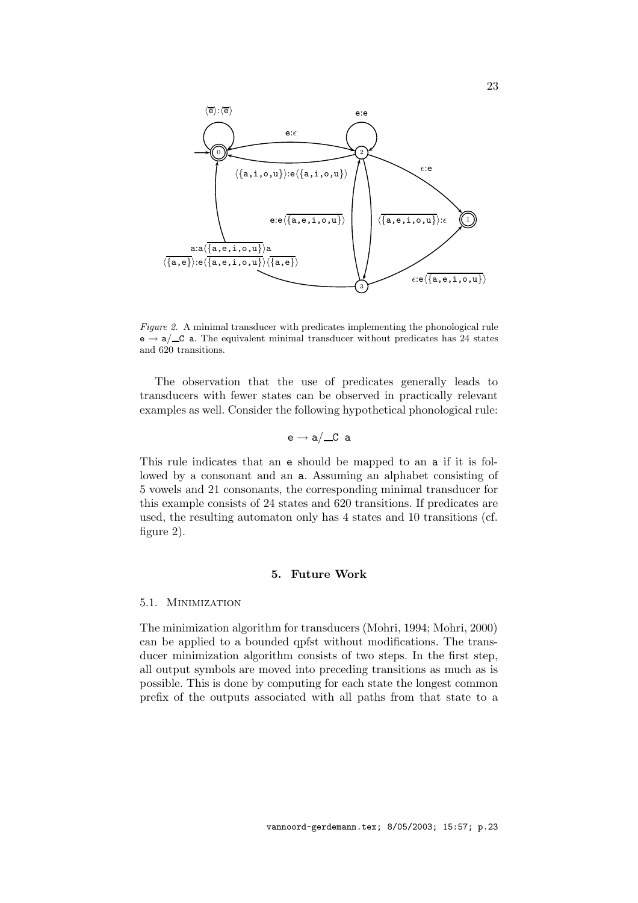*Figure 2.* A minimal transducer with predicates implementing the phonological rule e → a/\_C a. The equivalent minimal transducer without predicates has 24 states and 620 transitions.

The observation that the use of predicates generally leads to transducers with fewer states can be observed in practically relevant examples as well. Consider the following hypothetical phonological rule:

$$\texttt{e} \rightarrow \texttt{a}/\_\texttt{C a}$$

This rule indicates that an e should be mapped to an a if it is followed by a consonant and an a. Assuming an alphabet consisting of 5 vowels and 21 consonants, the corresponding minimal transducer for this example consists of 24 states and 620 transitions. If predicates are used, the resulting automaton only has 4 states and 10 transitions (cf. figure 2).

## 5. Future Work

### 5.1. Minimization

The minimization algorithm for transducers (Mohri, 1994; Mohri, 2000) can be applied to a bounded qpfst without modifications. The transducer minimization algorithm consists of two steps. In the first step, all output symbols are moved into preceding transitions as much as is possible. This is done by computing for each state the longest common prefix of the outputs associated with all paths from that state to a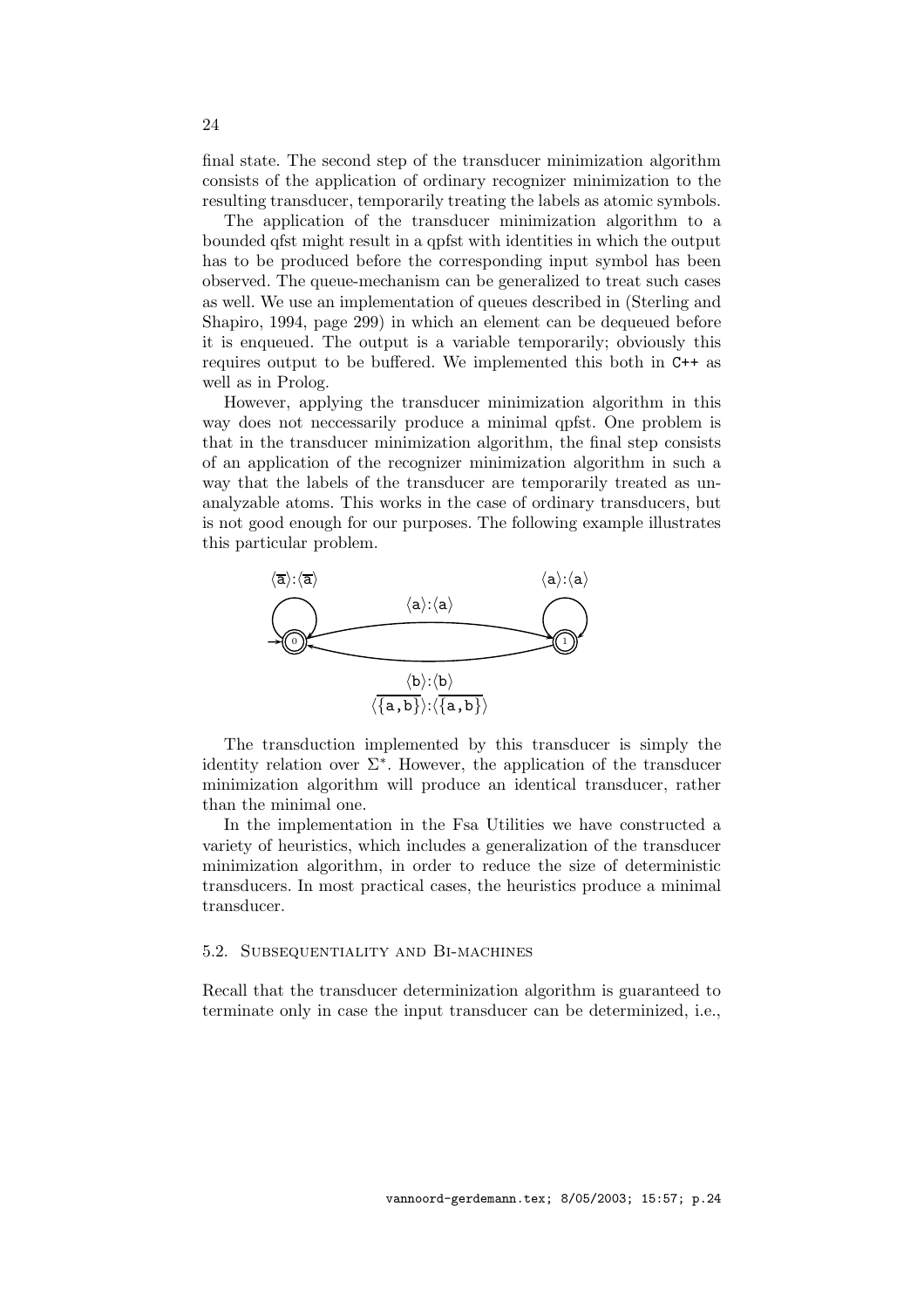final state. The second step of the transducer minimization algorithm consists of the application of ordinary recognizer minimization to the resulting transducer, temporarily treating the labels as atomic symbols.

The application of the transducer minimization algorithm to a bounded qfst might result in a qpfst with identities in which the output has to be produced before the corresponding input symbol has been observed. The queue-mechanism can be generalized to treat such cases as well. We use an implementation of queues described in (Sterling and Shapiro, 1994, page 299) in which an element can be dequeued before it is enqueued. The output is a variable temporarily; obviously this requires output to be buffered. We implemented this both in C++ as well as in Prolog.

However, applying the transducer minimization algorithm in this way does not neccessarily produce a minimal qpfst. One problem is that in the transducer minimization algorithm, the final step consists of an application of the recognizer minimization algorithm in such a way that the labels of the transducer are temporarily treated as unanalyzable atoms. This works in the case of ordinary transducers, but is not good enough for our purposes. The following example illustrates this particular problem.

$\langle\overline{\texttt{a}}\rangle$:$\langle\overline{\texttt{a}}\rangle$ (loop on 0) ; $\langle\texttt{a}\rangle$:$\langle\texttt{a}\rangle$ (0 → 1) ; $\langle\texttt{a}\rangle$:$\langle\texttt{a}\rangle$ (loop on 1) ; $\langle\texttt{b}\rangle$:$\langle\texttt{b}\rangle$, $\langle\overline{\{\texttt{a},\texttt{b}\}}\rangle$:$\langle\overline{\{\texttt{a},\texttt{b}\}}\rangle$ (1 → 0)

The transduction implemented by this transducer is simply the identity relation over $\Sigma^*$. However, the application of the transducer minimization algorithm will produce an identical transducer, rather than the minimal one.

In the implementation in the Fsa Utilities we have constructed a variety of heuristics, which includes a generalization of the transducer minimization algorithm, in order to reduce the size of deterministic transducers. In most practical cases, the heuristics produce a minimal transducer.

### 5.2. Subsequentiality and Bi-machines

Recall that the transducer determinization algorithm is guaranteed to terminate only in case the input transducer can be determinized, i.e.,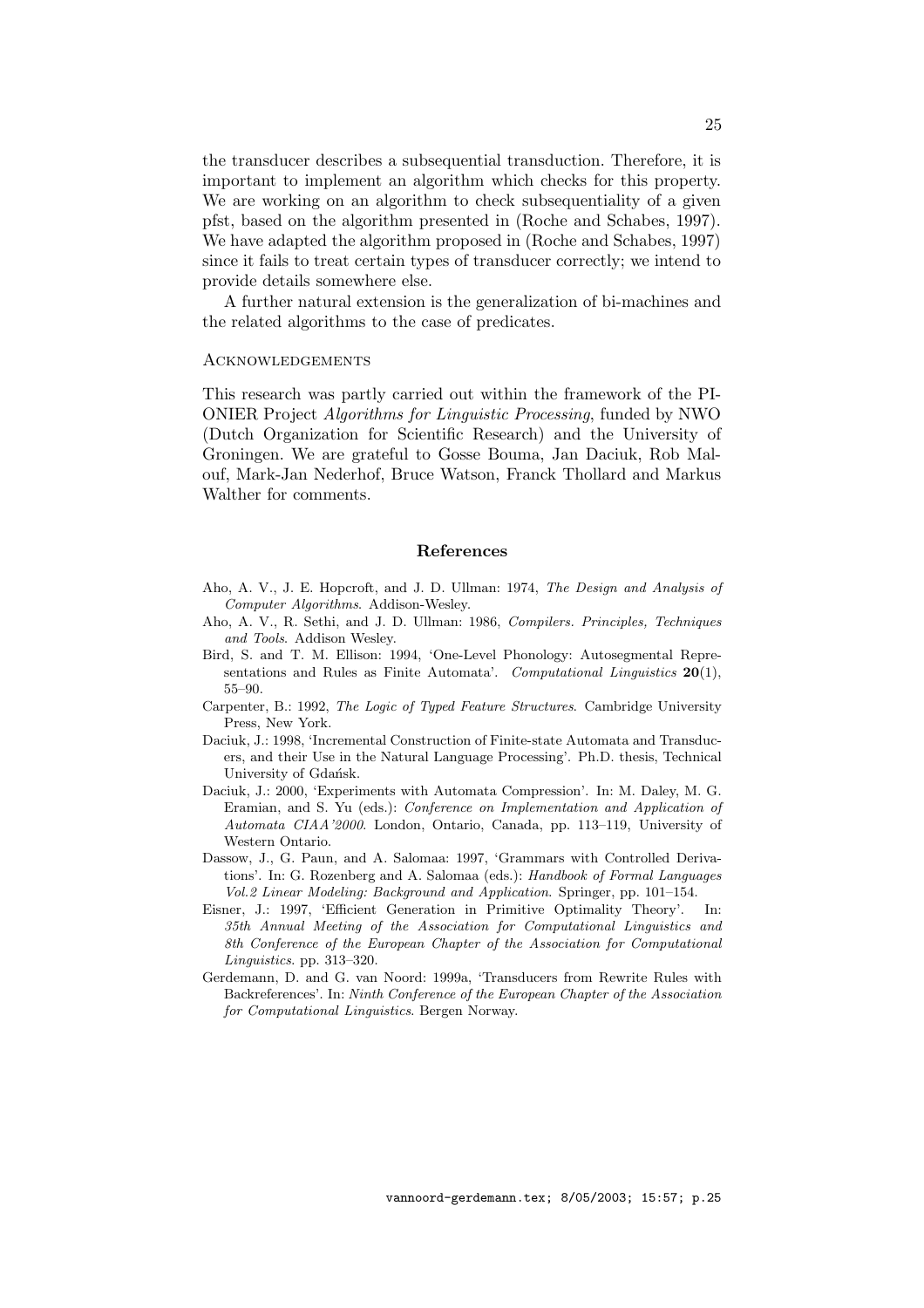the transducer describes a subsequential transduction. Therefore, it is important to implement an algorithm which checks for this property. We are working on an algorithm to check subsequentiality of a given pfst, based on the algorithm presented in (Roche and Schabes, 1997). We have adapted the algorithm proposed in (Roche and Schabes, 1997) since it fails to treat certain types of transducer correctly; we intend to provide details somewhere else.

A further natural extension is the generalization of bi-machines and the related algorithms to the case of predicates.

### Acknowledgements

This research was partly carried out within the framework of the PIONIER Project *Algorithms for Linguistic Processing*, funded by NWO (Dutch Organization for Scientific Research) and the University of Groningen. We are grateful to Gosse Bouma, Jan Daciuk, Rob Malouf, Mark-Jan Nederhof, Bruce Watson, Franck Thollard and Markus Walther for comments.

## References

Aho, A. V., J. E. Hopcroft, and J. D. Ullman: 1974, *The Design and Analysis of Computer Algorithms*. Addison-Wesley.

Aho, A. V., R. Sethi, and J. D. Ullman: 1986, *Compilers. Principles, Techniques and Tools*. Addison Wesley.

Bird, S. and T. M. Ellison: 1994, 'One-Level Phonology: Autosegmental Representations and Rules as Finite Automata'. *Computational Linguistics* **20**(1), 55–90.

Carpenter, B.: 1992, *The Logic of Typed Feature Structures*. Cambridge University Press, New York.

Daciuk, J.: 1998, 'Incremental Construction of Finite-state Automata and Transducers, and their Use in the Natural Language Processing'. Ph.D. thesis, Technical University of Gdańsk.

Daciuk, J.: 2000, 'Experiments with Automata Compression'. In: M. Daley, M. G. Eramian, and S. Yu (eds.): *Conference on Implementation and Application of Automata CIAA'2000*. London, Ontario, Canada, pp. 113–119, University of Western Ontario.

Dassow, J., G. Paun, and A. Salomaa: 1997, 'Grammars with Controlled Derivations'. In: G. Rozenberg and A. Salomaa (eds.): *Handbook of Formal Languages Vol.2 Linear Modeling: Background and Application*. Springer, pp. 101–154.

Eisner, J.: 1997, 'Efficient Generation in Primitive Optimality Theory'. In: *35th Annual Meeting of the Association for Computational Linguistics and 8th Conference of the European Chapter of the Association for Computational Linguistics*. pp. 313–320.

Gerdemann, D. and G. van Noord: 1999a, 'Transducers from Rewrite Rules with Backreferences'. In: *Ninth Conference of the European Chapter of the Association for Computational Linguistics*. Bergen Norway.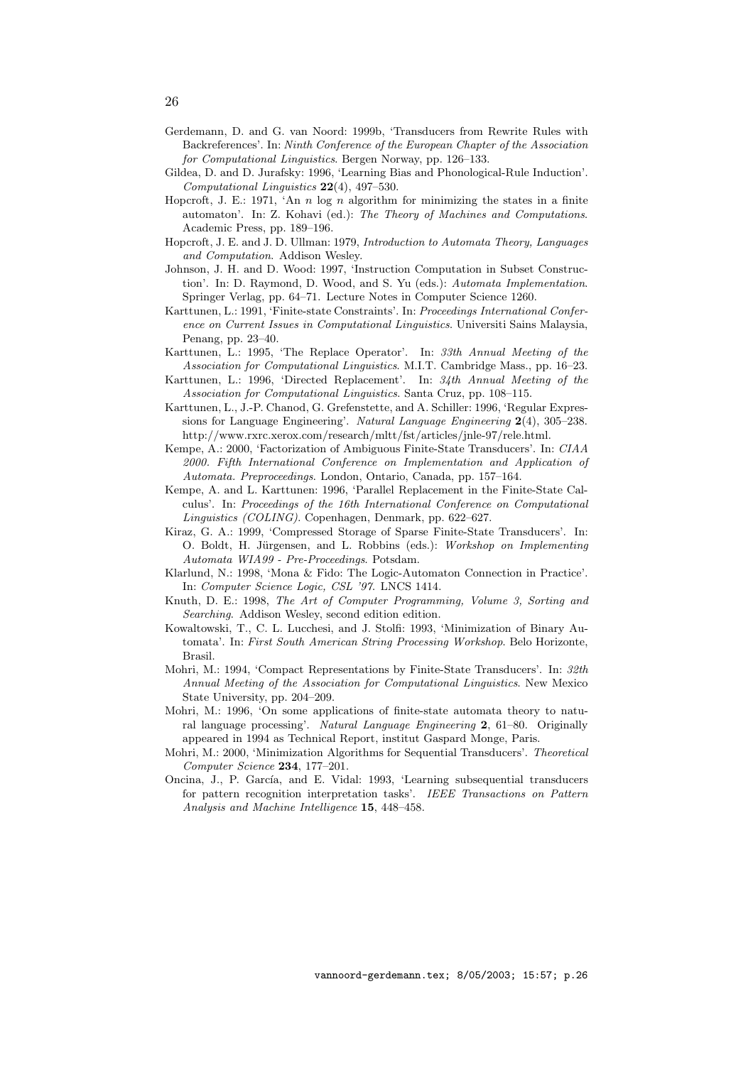Gerdemann, D. and G. van Noord: 1999b, 'Transducers from Rewrite Rules with Backreferences'. In: *Ninth Conference of the European Chapter of the Association for Computational Linguistics*. Bergen Norway, pp. 126–133.

Gildea, D. and D. Jurafsky: 1996, 'Learning Bias and Phonological-Rule Induction'. *Computational Linguistics* **22**(4), 497–530.

Hopcroft, J. E.: 1971, 'An $n$ log $n$ algorithm for minimizing the states in a finite automaton'. In: Z. Kohavi (ed.): *The Theory of Machines and Computations*. Academic Press, pp. 189–196.

Hopcroft, J. E. and J. D. Ullman: 1979, *Introduction to Automata Theory, Languages and Computation*. Addison Wesley.

Johnson, J. H. and D. Wood: 1997, 'Instruction Computation in Subset Construction'. In: D. Raymond, D. Wood, and S. Yu (eds.): *Automata Implementation*. Springer Verlag, pp. 64–71. Lecture Notes in Computer Science 1260.

Karttunen, L.: 1991, 'Finite-state Constraints'. In: *Proceedings International Conference on Current Issues in Computational Linguistics*. Universiti Sains Malaysia, Penang, pp. 23–40.

Karttunen, L.: 1995, 'The Replace Operator'. In: *33th Annual Meeting of the Association for Computational Linguistics*. M.I.T. Cambridge Mass., pp. 16–23.

Karttunen, L.: 1996, 'Directed Replacement'. In: *34th Annual Meeting of the Association for Computational Linguistics*. Santa Cruz, pp. 108–115.

Karttunen, L., J.-P. Chanod, G. Grefenstette, and A. Schiller: 1996, 'Regular Expressions for Language Engineering'. *Natural Language Engineering* **2**(4), 305–238. http://www.rxrc.xerox.com/research/mltt/fst/articles/jnle-97/rele.html.

Kempe, A.: 2000, 'Factorization of Ambiguous Finite-State Transducers'. In: *CIAA 2000. Fifth International Conference on Implementation and Application of Automata. Preproceedings*. London, Ontario, Canada, pp. 157–164.

Kempe, A. and L. Karttunen: 1996, 'Parallel Replacement in the Finite-State Calculus'. In: *Proceedings of the 16th International Conference on Computational Linguistics (COLING)*. Copenhagen, Denmark, pp. 622–627.

Kiraz, G. A.: 1999, 'Compressed Storage of Sparse Finite-State Transducers'. In: O. Boldt, H. Jürgensen, and L. Robbins (eds.): *Workshop on Implementing Automata WIA99 - Pre-Proceedings*. Potsdam.

Klarlund, N.: 1998, 'Mona & Fido: The Logic-Automaton Connection in Practice'. In: *Computer Science Logic, CSL '97*. LNCS 1414.

Knuth, D. E.: 1998, *The Art of Computer Programming, Volume 3, Sorting and Searching*. Addison Wesley, second edition edition.

Kowaltowski, T., C. L. Lucchesi, and J. Stolfi: 1993, 'Minimization of Binary Automata'. In: *First South American String Processing Workshop*. Belo Horizonte, Brasil.

Mohri, M.: 1994, 'Compact Representations by Finite-State Transducers'. In: *32th Annual Meeting of the Association for Computational Linguistics*. New Mexico State University, pp. 204–209.

Mohri, M.: 1996, 'On some applications of finite-state automata theory to natural language processing'. *Natural Language Engineering* **2**, 61–80. Originally appeared in 1994 as Technical Report, institut Gaspard Monge, Paris.

Mohri, M.: 2000, 'Minimization Algorithms for Sequential Transducers'. *Theoretical Computer Science* **234**, 177–201.

Oncina, J., P. García, and E. Vidal: 1993, 'Learning subsequential transducers for pattern recognition interpretation tasks'. *IEEE Transactions on Pattern Analysis and Machine Intelligence* **15**, 448–458.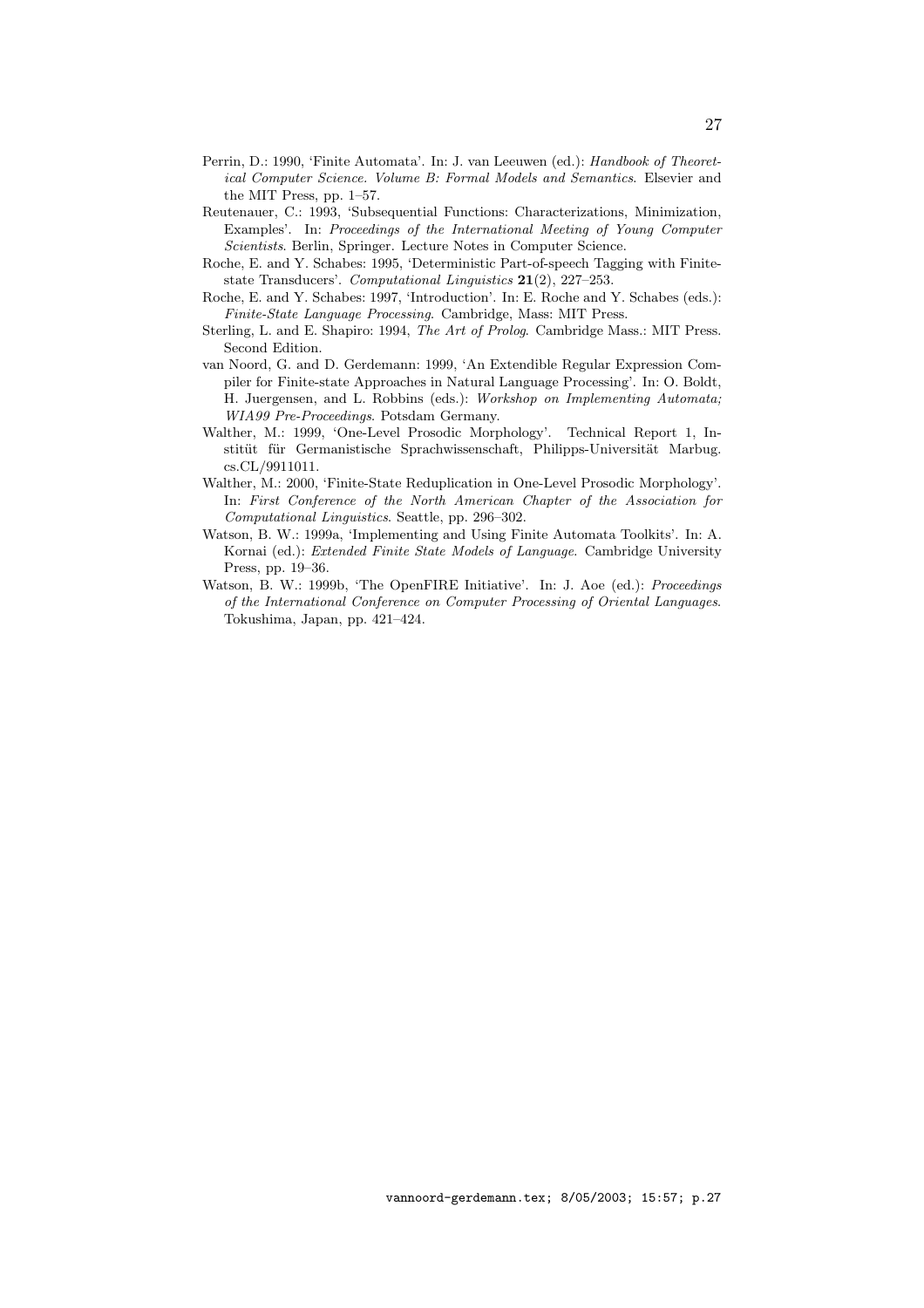Perrin, D.: 1990, 'Finite Automata'. In: J. van Leeuwen (ed.): *Handbook of Theoretical Computer Science. Volume B: Formal Models and Semantics*. Elsevier and the MIT Press, pp. 1–57.

Reutenauer, C.: 1993, 'Subsequential Functions: Characterizations, Minimization, Examples'. In: *Proceedings of the International Meeting of Young Computer Scientists*. Berlin, Springer. Lecture Notes in Computer Science.

Roche, E. and Y. Schabes: 1995, 'Deterministic Part-of-speech Tagging with Finite-state Transducers'. *Computational Linguistics* **21**(2), 227–253.

Roche, E. and Y. Schabes: 1997, 'Introduction'. In: E. Roche and Y. Schabes (eds.): *Finite-State Language Processing*. Cambridge, Mass: MIT Press.

Sterling, L. and E. Shapiro: 1994, *The Art of Prolog*. Cambridge Mass.: MIT Press. Second Edition.

van Noord, G. and D. Gerdemann: 1999, 'An Extendible Regular Expression Compiler for Finite-state Approaches in Natural Language Processing'. In: O. Boldt, H. Juergensen, and L. Robbins (eds.): *Workshop on Implementing Automata; WIA99 Pre-Proceedings*. Potsdam Germany.

Walther, M.: 1999, 'One-Level Prosodic Morphology'. Technical Report 1, Institüt für Germanistische Sprachwissenschaft, Philipps-Universität Marbug. cs.CL/9911011.

Walther, M.: 2000, 'Finite-State Reduplication in One-Level Prosodic Morphology'. In: *First Conference of the North American Chapter of the Association for Computational Linguistics*. Seattle, pp. 296–302.

Watson, B. W.: 1999a, 'Implementing and Using Finite Automata Toolkits'. In: A. Kornai (ed.): *Extended Finite State Models of Language*. Cambridge University Press, pp. 19–36.

Watson, B. W.: 1999b, 'The OpenFIRE Initiative'. In: J. Aoe (ed.): *Proceedings of the International Conference on Computer Processing of Oriental Languages*. Tokushima, Japan, pp. 421–424.